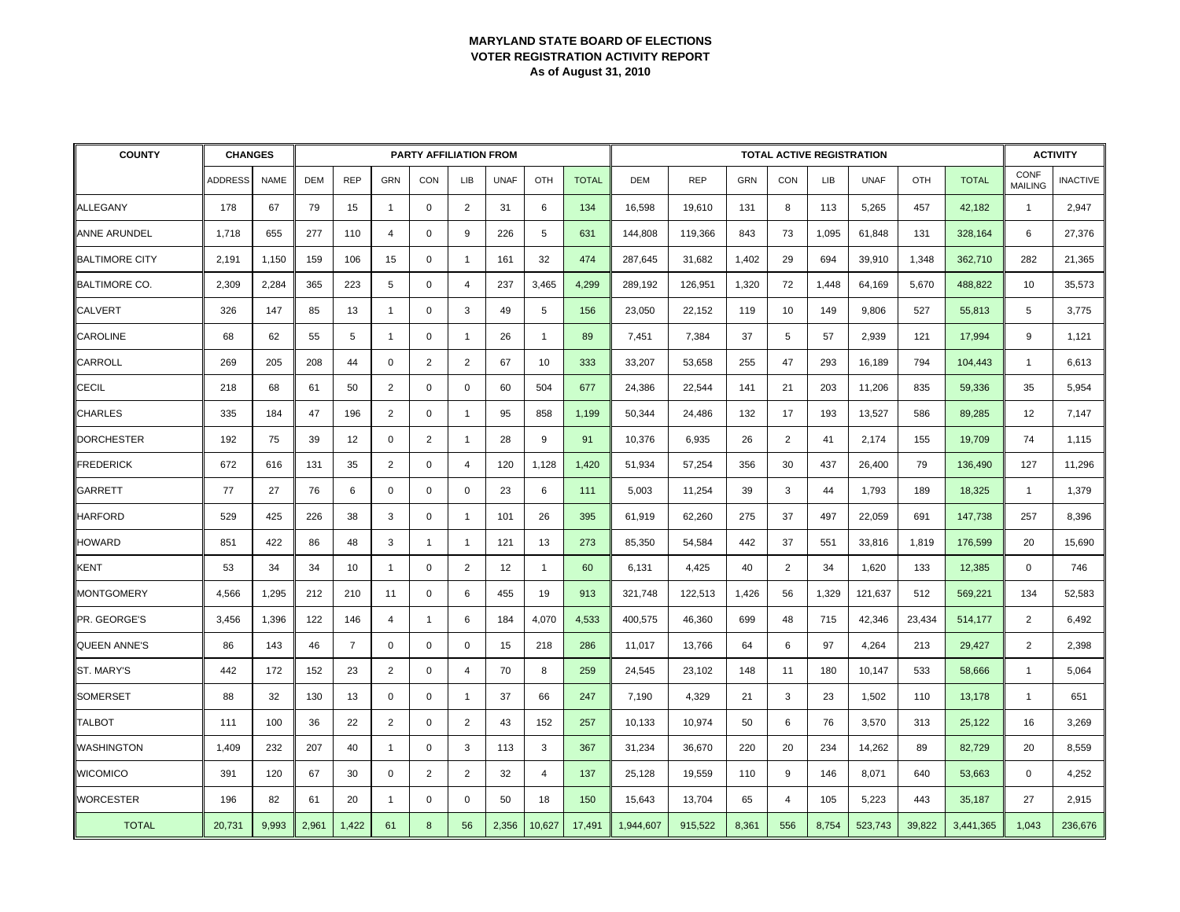**MARYLAND STATE BOARD OF ELECTIONS**
**VOTER REGISTRATION ACTIVITY REPORT**
**As of August 31, 2010**

| COUNTY | CHANGES | | PARTY AFFILIATION FROM | | | | | | | | TOTAL ACTIVE REGISTRATION | | | | | | | | ACTIVITY | |
|---|---|---|---|---|---|---|---|---|---|---|---|---|---|---|---|---|---|---|---|---|
| | ADDRESS | NAME | DEM | REP | GRN | CON | LIB | UNAF | OTH | TOTAL | DEM | REP | GRN | CON | LIB | UNAF | OTH | TOTAL | CONF MAILING | INACTIVE |
| ALLEGANY | 178 | 67 | 79 | 15 | 1 | 0 | 2 | 31 | 6 | 134 | 16,598 | 19,610 | 131 | 8 | 113 | 5,265 | 457 | 42,182 | 1 | 2,947 |
| ANNE ARUNDEL | 1,718 | 655 | 277 | 110 | 4 | 0 | 9 | 226 | 5 | 631 | 144,808 | 119,366 | 843 | 73 | 1,095 | 61,848 | 131 | 328,164 | 6 | 27,376 |
| BALTIMORE CITY | 2,191 | 1,150 | 159 | 106 | 15 | 0 | 1 | 161 | 32 | 474 | 287,645 | 31,682 | 1,402 | 29 | 694 | 39,910 | 1,348 | 362,710 | 282 | 21,365 |
| BALTIMORE CO. | 2,309 | 2,284 | 365 | 223 | 5 | 0 | 4 | 237 | 3,465 | 4,299 | 289,192 | 126,951 | 1,320 | 72 | 1,448 | 64,169 | 5,670 | 488,822 | 10 | 35,573 |
| CALVERT | 326 | 147 | 85 | 13 | 1 | 0 | 3 | 49 | 5 | 156 | 23,050 | 22,152 | 119 | 10 | 149 | 9,806 | 527 | 55,813 | 5 | 3,775 |
| CAROLINE | 68 | 62 | 55 | 5 | 1 | 0 | 1 | 26 | 1 | 89 | 7,451 | 7,384 | 37 | 5 | 57 | 2,939 | 121 | 17,994 | 9 | 1,121 |
| CARROLL | 269 | 205 | 208 | 44 | 0 | 2 | 2 | 67 | 10 | 333 | 33,207 | 53,658 | 255 | 47 | 293 | 16,189 | 794 | 104,443 | 1 | 6,613 |
| CECIL | 218 | 68 | 61 | 50 | 2 | 0 | 0 | 60 | 504 | 677 | 24,386 | 22,544 | 141 | 21 | 203 | 11,206 | 835 | 59,336 | 35 | 5,954 |
| CHARLES | 335 | 184 | 47 | 196 | 2 | 0 | 1 | 95 | 858 | 1,199 | 50,344 | 24,486 | 132 | 17 | 193 | 13,527 | 586 | 89,285 | 12 | 7,147 |
| DORCHESTER | 192 | 75 | 39 | 12 | 0 | 2 | 1 | 28 | 9 | 91 | 10,376 | 6,935 | 26 | 2 | 41 | 2,174 | 155 | 19,709 | 74 | 1,115 |
| FREDERICK | 672 | 616 | 131 | 35 | 2 | 0 | 4 | 120 | 1,128 | 1,420 | 51,934 | 57,254 | 356 | 30 | 437 | 26,400 | 79 | 136,490 | 127 | 11,296 |
| GARRETT | 77 | 27 | 76 | 6 | 0 | 0 | 0 | 23 | 6 | 111 | 5,003 | 11,254 | 39 | 3 | 44 | 1,793 | 189 | 18,325 | 1 | 1,379 |
| HARFORD | 529 | 425 | 226 | 38 | 3 | 0 | 1 | 101 | 26 | 395 | 61,919 | 62,260 | 275 | 37 | 497 | 22,059 | 691 | 147,738 | 257 | 8,396 |
| HOWARD | 851 | 422 | 86 | 48 | 3 | 1 | 1 | 121 | 13 | 273 | 85,350 | 54,584 | 442 | 37 | 551 | 33,816 | 1,819 | 176,599 | 20 | 15,690 |
| KENT | 53 | 34 | 34 | 10 | 1 | 0 | 2 | 12 | 1 | 60 | 6,131 | 4,425 | 40 | 2 | 34 | 1,620 | 133 | 12,385 | 0 | 746 |
| MONTGOMERY | 4,566 | 1,295 | 212 | 210 | 11 | 0 | 6 | 455 | 19 | 913 | 321,748 | 122,513 | 1,426 | 56 | 1,329 | 121,637 | 512 | 569,221 | 134 | 52,583 |
| PR. GEORGE'S | 3,456 | 1,396 | 122 | 146 | 4 | 1 | 6 | 184 | 4,070 | 4,533 | 400,575 | 46,360 | 699 | 48 | 715 | 42,346 | 23,434 | 514,177 | 2 | 6,492 |
| QUEEN ANNE'S | 86 | 143 | 46 | 7 | 0 | 0 | 0 | 15 | 218 | 286 | 11,017 | 13,766 | 64 | 6 | 97 | 4,264 | 213 | 29,427 | 2 | 2,398 |
| ST. MARY'S | 442 | 172 | 152 | 23 | 2 | 0 | 4 | 70 | 8 | 259 | 24,545 | 23,102 | 148 | 11 | 180 | 10,147 | 533 | 58,666 | 1 | 5,064 |
| SOMERSET | 88 | 32 | 130 | 13 | 0 | 0 | 1 | 37 | 66 | 247 | 7,190 | 4,329 | 21 | 3 | 23 | 1,502 | 110 | 13,178 | 1 | 651 |
| TALBOT | 111 | 100 | 36 | 22 | 2 | 0 | 2 | 43 | 152 | 257 | 10,133 | 10,974 | 50 | 6 | 76 | 3,570 | 313 | 25,122 | 16 | 3,269 |
| WASHINGTON | 1,409 | 232 | 207 | 40 | 1 | 0 | 3 | 113 | 3 | 367 | 31,234 | 36,670 | 220 | 20 | 234 | 14,262 | 89 | 82,729 | 20 | 8,559 |
| WICOMICO | 391 | 120 | 67 | 30 | 0 | 2 | 2 | 32 | 4 | 137 | 25,128 | 19,559 | 110 | 9 | 146 | 8,071 | 640 | 53,663 | 0 | 4,252 |
| WORCESTER | 196 | 82 | 61 | 20 | 1 | 0 | 0 | 50 | 18 | 150 | 15,643 | 13,704 | 65 | 4 | 105 | 5,223 | 443 | 35,187 | 27 | 2,915 |
| TOTAL | 20,731 | 9,993 | 2,961 | 1,422 | 61 | 8 | 56 | 2,356 | 10,627 | 17,491 | 1,944,607 | 915,522 | 8,361 | 556 | 8,754 | 523,743 | 39,822 | 3,441,365 | 1,043 | 236,676 |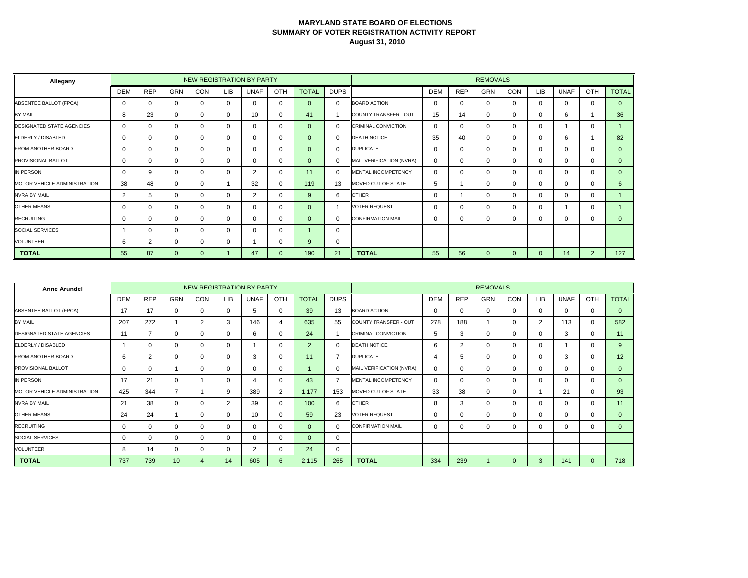**MARYLAND STATE BOARD OF ELECTIONS**
**SUMMARY OF VOTER REGISTRATION ACTIVITY REPORT**
**August 31, 2010**

| Allegany | NEW REGISTRATION BY PARTY | | | | | | | | | REMOVALS | | | | | | | | |
|---|---|---|---|---|---|---|---|---|---|---|---|---|---|---|---|---|---|---|
| | DEM | REP | GRN | CON | LIB | UNAF | OTH | TOTAL | DUPS | | DEM | REP | GRN | CON | LIB | UNAF | OTH | TOTAL |
| ABSENTEE BALLOT (FPCA) | 0 | 0 | 0 | 0 | 0 | 0 | 0 | 0 | 0 | BOARD ACTION | 0 | 0 | 0 | 0 | 0 | 0 | 0 | 0 |
| BY MAIL | 8 | 23 | 0 | 0 | 0 | 10 | 0 | 41 | 1 | COUNTY TRANSFER - OUT | 15 | 14 | 0 | 0 | 0 | 6 | 1 | 36 |
| DESIGNATED STATE AGENCIES | 0 | 0 | 0 | 0 | 0 | 0 | 0 | 0 | 0 | CRIMINAL CONVICTION | 0 | 0 | 0 | 0 | 0 | 1 | 0 | 1 |
| ELDERLY / DISABLED | 0 | 0 | 0 | 0 | 0 | 0 | 0 | 0 | 0 | DEATH NOTICE | 35 | 40 | 0 | 0 | 0 | 6 | 1 | 82 |
| FROM ANOTHER BOARD | 0 | 0 | 0 | 0 | 0 | 0 | 0 | 0 | 0 | DUPLICATE | 0 | 0 | 0 | 0 | 0 | 0 | 0 | 0 |
| PROVISIONAL BALLOT | 0 | 0 | 0 | 0 | 0 | 0 | 0 | 0 | 0 | MAIL VERIFICATION (NVRA) | 0 | 0 | 0 | 0 | 0 | 0 | 0 | 0 |
| IN PERSON | 0 | 9 | 0 | 0 | 0 | 2 | 0 | 11 | 0 | MENTAL INCOMPETENCY | 0 | 0 | 0 | 0 | 0 | 0 | 0 | 0 |
| MOTOR VEHICLE ADMINISTRATION | 38 | 48 | 0 | 0 | 1 | 32 | 0 | 119 | 13 | MOVED OUT OF STATE | 5 | 1 | 0 | 0 | 0 | 0 | 0 | 6 |
| NVRA BY MAIL | 2 | 5 | 0 | 0 | 0 | 2 | 0 | 9 | 6 | OTHER | 0 | 1 | 0 | 0 | 0 | 0 | 0 | 1 |
| OTHER MEANS | 0 | 0 | 0 | 0 | 0 | 0 | 0 | 0 | 1 | VOTER REQUEST | 0 | 0 | 0 | 0 | 0 | 1 | 0 | 1 |
| RECRUITING | 0 | 0 | 0 | 0 | 0 | 0 | 0 | 0 | 0 | CONFIRMATION MAIL | 0 | 0 | 0 | 0 | 0 | 0 | 0 | 0 |
| SOCIAL SERVICES | 1 | 0 | 0 | 0 | 0 | 0 | 0 | 1 | 0 | | | | | | | | | |
| VOLUNTEER | 6 | 2 | 0 | 0 | 0 | 1 | 0 | 9 | 0 | | | | | | | | | |
| **TOTAL** | 55 | 87 | 0 | 0 | 1 | 47 | 0 | 190 | 21 | **TOTAL** | 55 | 56 | 0 | 0 | 0 | 14 | 2 | 127 |

| Anne Arundel | NEW REGISTRATION BY PARTY | | | | | | | | | REMOVALS | | | | | | | | |
|---|---|---|---|---|---|---|---|---|---|---|---|---|---|---|---|---|---|---|
| | DEM | REP | GRN | CON | LIB | UNAF | OTH | TOTAL | DUPS | | DEM | REP | GRN | CON | LIB | UNAF | OTH | TOTAL |
| ABSENTEE BALLOT (FPCA) | 17 | 17 | 0 | 0 | 0 | 5 | 0 | 39 | 13 | BOARD ACTION | 0 | 0 | 0 | 0 | 0 | 0 | 0 | 0 |
| BY MAIL | 207 | 272 | 1 | 2 | 3 | 146 | 4 | 635 | 55 | COUNTY TRANSFER - OUT | 278 | 188 | 1 | 0 | 2 | 113 | 0 | 582 |
| DESIGNATED STATE AGENCIES | 11 | 7 | 0 | 0 | 0 | 6 | 0 | 24 | 1 | CRIMINAL CONVICTION | 5 | 3 | 0 | 0 | 0 | 3 | 0 | 11 |
| ELDERLY / DISABLED | 1 | 0 | 0 | 0 | 0 | 1 | 0 | 2 | 0 | DEATH NOTICE | 6 | 2 | 0 | 0 | 0 | 1 | 0 | 9 |
| FROM ANOTHER BOARD | 6 | 2 | 0 | 0 | 0 | 3 | 0 | 11 | 7 | DUPLICATE | 4 | 5 | 0 | 0 | 0 | 3 | 0 | 12 |
| PROVISIONAL BALLOT | 0 | 0 | 1 | 0 | 0 | 0 | 0 | 1 | 0 | MAIL VERIFICATION (NVRA) | 0 | 0 | 0 | 0 | 0 | 0 | 0 | 0 |
| IN PERSON | 17 | 21 | 0 | 1 | 0 | 4 | 0 | 43 | 7 | MENTAL INCOMPETENCY | 0 | 0 | 0 | 0 | 0 | 0 | 0 | 0 |
| MOTOR VEHICLE ADMINISTRATION | 425 | 344 | 7 | 1 | 9 | 389 | 2 | 1,177 | 153 | MOVED OUT OF STATE | 33 | 38 | 0 | 0 | 1 | 21 | 0 | 93 |
| NVRA BY MAIL | 21 | 38 | 0 | 0 | 2 | 39 | 0 | 100 | 6 | OTHER | 8 | 3 | 0 | 0 | 0 | 0 | 0 | 11 |
| OTHER MEANS | 24 | 24 | 1 | 0 | 0 | 10 | 0 | 59 | 23 | VOTER REQUEST | 0 | 0 | 0 | 0 | 0 | 0 | 0 | 0 |
| RECRUITING | 0 | 0 | 0 | 0 | 0 | 0 | 0 | 0 | 0 | CONFIRMATION MAIL | 0 | 0 | 0 | 0 | 0 | 0 | 0 | 0 |
| SOCIAL SERVICES | 0 | 0 | 0 | 0 | 0 | 0 | 0 | 0 | 0 | | | | | | | | | |
| VOLUNTEER | 8 | 14 | 0 | 0 | 0 | 2 | 0 | 24 | 0 | | | | | | | | | |
| **TOTAL** | 737 | 739 | 10 | 4 | 14 | 605 | 6 | 2,115 | 265 | **TOTAL** | 334 | 239 | 1 | 0 | 3 | 141 | 0 | 718 |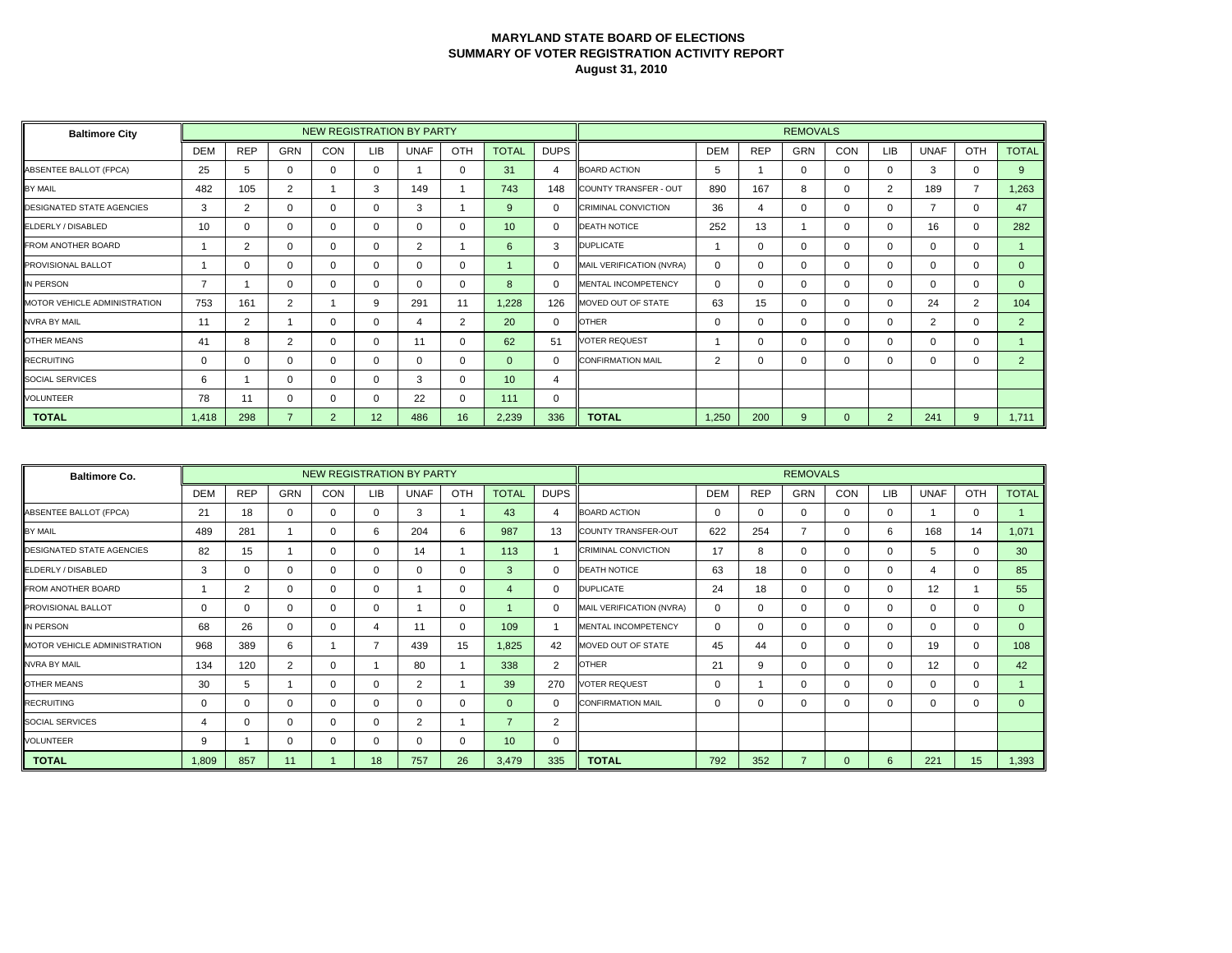**MARYLAND STATE BOARD OF ELECTIONS**
**SUMMARY OF VOTER REGISTRATION ACTIVITY REPORT**
**August 31, 2010**

| Baltimore City | NEW REGISTRATION BY PARTY | | | | | | | | | REMOVALS | | | | | | | | |
|---|---|---|---|---|---|---|---|---|---|---|---|---|---|---|---|---|---|---|
| | DEM | REP | GRN | CON | LIB | UNAF | OTH | TOTAL | DUPS | | DEM | REP | GRN | CON | LIB | UNAF | OTH | TOTAL |
| ABSENTEE BALLOT (FPCA) | 25 | 5 | 0 | 0 | 0 | 1 | 0 | 31 | 4 | BOARD ACTION | 5 | 1 | 0 | 0 | 0 | 3 | 0 | 9 |
| BY MAIL | 482 | 105 | 2 | 1 | 3 | 149 | 1 | 743 | 148 | COUNTY TRANSFER - OUT | 890 | 167 | 8 | 0 | 2 | 189 | 7 | 1,263 |
| DESIGNATED STATE AGENCIES | 3 | 2 | 0 | 0 | 0 | 3 | 1 | 9 | 0 | CRIMINAL CONVICTION | 36 | 4 | 0 | 0 | 0 | 7 | 0 | 47 |
| ELDERLY / DISABLED | 10 | 0 | 0 | 0 | 0 | 0 | 0 | 10 | 0 | DEATH NOTICE | 252 | 13 | 1 | 0 | 0 | 16 | 0 | 282 |
| FROM ANOTHER BOARD | 1 | 2 | 0 | 0 | 0 | 2 | 1 | 6 | 3 | DUPLICATE | 1 | 0 | 0 | 0 | 0 | 0 | 0 | 1 |
| PROVISIONAL BALLOT | 1 | 0 | 0 | 0 | 0 | 0 | 0 | 1 | 0 | MAIL VERIFICATION (NVRA) | 0 | 0 | 0 | 0 | 0 | 0 | 0 | 0 |
| IN PERSON | 7 | 1 | 0 | 0 | 0 | 0 | 0 | 8 | 0 | MENTAL INCOMPETENCY | 0 | 0 | 0 | 0 | 0 | 0 | 0 | 0 |
| MOTOR VEHICLE ADMINISTRATION | 753 | 161 | 2 | 1 | 9 | 291 | 11 | 1,228 | 126 | MOVED OUT OF STATE | 63 | 15 | 0 | 0 | 0 | 24 | 2 | 104 |
| NVRA BY MAIL | 11 | 2 | 1 | 0 | 0 | 4 | 2 | 20 | 0 | OTHER | 0 | 0 | 0 | 0 | 0 | 2 | 0 | 2 |
| OTHER MEANS | 41 | 8 | 2 | 0 | 0 | 11 | 0 | 62 | 51 | VOTER REQUEST | 1 | 0 | 0 | 0 | 0 | 0 | 0 | 1 |
| RECRUITING | 0 | 0 | 0 | 0 | 0 | 0 | 0 | 0 | 0 | CONFIRMATION MAIL | 2 | 0 | 0 | 0 | 0 | 0 | 0 | 2 |
| SOCIAL SERVICES | 6 | 1 | 0 | 0 | 0 | 3 | 0 | 10 | 4 | | | | | | | | | |
| VOLUNTEER | 78 | 11 | 0 | 0 | 0 | 22 | 0 | 111 | 0 | | | | | | | | | |
| **TOTAL** | 1,418 | 298 | 7 | 2 | 12 | 486 | 16 | 2,239 | 336 | **TOTAL** | 1,250 | 200 | 9 | 0 | 2 | 241 | 9 | 1,711 |

| Baltimore Co. | NEW REGISTRATION BY PARTY | | | | | | | | | REMOVALS | | | | | | | | |
|---|---|---|---|---|---|---|---|---|---|---|---|---|---|---|---|---|---|---|
| | DEM | REP | GRN | CON | LIB | UNAF | OTH | TOTAL | DUPS | | DEM | REP | GRN | CON | LIB | UNAF | OTH | TOTAL |
| ABSENTEE BALLOT (FPCA) | 21 | 18 | 0 | 0 | 0 | 3 | 1 | 43 | 4 | BOARD ACTION | 0 | 0 | 0 | 0 | 0 | 1 | 0 | 1 |
| BY MAIL | 489 | 281 | 1 | 0 | 6 | 204 | 6 | 987 | 13 | COUNTY TRANSFER-OUT | 622 | 254 | 7 | 0 | 6 | 168 | 14 | 1,071 |
| DESIGNATED STATE AGENCIES | 82 | 15 | 1 | 0 | 0 | 14 | 1 | 113 | 1 | CRIMINAL CONVICTION | 17 | 8 | 0 | 0 | 0 | 5 | 0 | 30 |
| ELDERLY / DISABLED | 3 | 0 | 0 | 0 | 0 | 0 | 0 | 3 | 0 | DEATH NOTICE | 63 | 18 | 0 | 0 | 0 | 4 | 0 | 85 |
| FROM ANOTHER BOARD | 1 | 2 | 0 | 0 | 0 | 1 | 0 | 4 | 0 | DUPLICATE | 24 | 18 | 0 | 0 | 0 | 12 | 1 | 55 |
| PROVISIONAL BALLOT | 0 | 0 | 0 | 0 | 0 | 1 | 0 | 1 | 0 | MAIL VERIFICATION (NVRA) | 0 | 0 | 0 | 0 | 0 | 0 | 0 | 0 |
| IN PERSON | 68 | 26 | 0 | 0 | 4 | 11 | 0 | 109 | 1 | MENTAL INCOMPETENCY | 0 | 0 | 0 | 0 | 0 | 0 | 0 | 0 |
| MOTOR VEHICLE ADMINISTRATION | 968 | 389 | 6 | 1 | 7 | 439 | 15 | 1,825 | 42 | MOVED OUT OF STATE | 45 | 44 | 0 | 0 | 0 | 19 | 0 | 108 |
| NVRA BY MAIL | 134 | 120 | 2 | 0 | 1 | 80 | 1 | 338 | 2 | OTHER | 21 | 9 | 0 | 0 | 0 | 12 | 0 | 42 |
| OTHER MEANS | 30 | 5 | 1 | 0 | 0 | 2 | 1 | 39 | 270 | VOTER REQUEST | 0 | 1 | 0 | 0 | 0 | 0 | 0 | 1 |
| RECRUITING | 0 | 0 | 0 | 0 | 0 | 0 | 0 | 0 | 0 | CONFIRMATION MAIL | 0 | 0 | 0 | 0 | 0 | 0 | 0 | 0 |
| SOCIAL SERVICES | 4 | 0 | 0 | 0 | 0 | 2 | 1 | 7 | 2 | | | | | | | | | |
| VOLUNTEER | 9 | 1 | 0 | 0 | 0 | 0 | 0 | 10 | 0 | | | | | | | | | |
| **TOTAL** | 1,809 | 857 | 11 | 1 | 18 | 757 | 26 | 3,479 | 335 | **TOTAL** | 792 | 352 | 7 | 0 | 6 | 221 | 15 | 1,393 |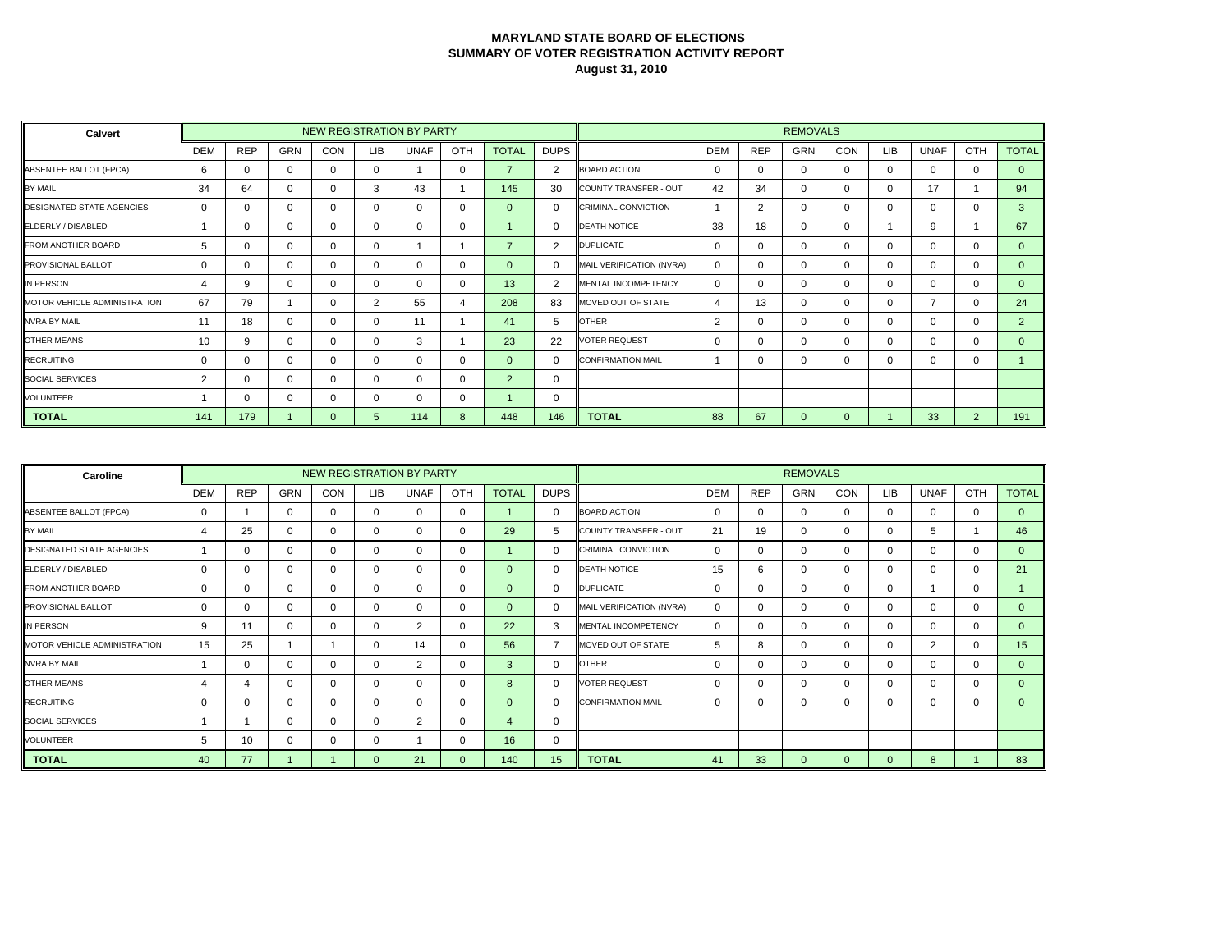# MARYLAND STATE BOARD OF ELECTIONS
## SUMMARY OF VOTER REGISTRATION ACTIVITY REPORT
### August 31, 2010

| Calvert | NEW REGISTRATION BY PARTY | | | | | | | | | REMOVALS | | | | | | | | |
|---|---|---|---|---|---|---|---|---|---|---|---|---|---|---|---|---|---|---|
| | DEM | REP | GRN | CON | LIB | UNAF | OTH | TOTAL | DUPS | | DEM | REP | GRN | CON | LIB | UNAF | OTH | TOTAL |
| ABSENTEE BALLOT (FPCA) | 6 | 0 | 0 | 0 | 0 | 1 | 0 | 7 | 2 | BOARD ACTION | 0 | 0 | 0 | 0 | 0 | 0 | 0 | 0 |
| BY MAIL | 34 | 64 | 0 | 0 | 3 | 43 | 1 | 145 | 30 | COUNTY TRANSFER - OUT | 42 | 34 | 0 | 0 | 0 | 17 | 1 | 94 |
| DESIGNATED STATE AGENCIES | 0 | 0 | 0 | 0 | 0 | 0 | 0 | 0 | 0 | CRIMINAL CONVICTION | 1 | 2 | 0 | 0 | 0 | 0 | 0 | 3 |
| ELDERLY / DISABLED | 1 | 0 | 0 | 0 | 0 | 0 | 0 | 1 | 0 | DEATH NOTICE | 38 | 18 | 0 | 0 | 1 | 9 | 1 | 67 |
| FROM ANOTHER BOARD | 5 | 0 | 0 | 0 | 0 | 1 | 1 | 7 | 2 | DUPLICATE | 0 | 0 | 0 | 0 | 0 | 0 | 0 | 0 |
| PROVISIONAL BALLOT | 0 | 0 | 0 | 0 | 0 | 0 | 0 | 0 | 0 | MAIL VERIFICATION (NVRA) | 0 | 0 | 0 | 0 | 0 | 0 | 0 | 0 |
| IN PERSON | 4 | 9 | 0 | 0 | 0 | 0 | 0 | 13 | 2 | MENTAL INCOMPETENCY | 0 | 0 | 0 | 0 | 0 | 0 | 0 | 0 |
| MOTOR VEHICLE ADMINISTRATION | 67 | 79 | 1 | 0 | 2 | 55 | 4 | 208 | 83 | MOVED OUT OF STATE | 4 | 13 | 0 | 0 | 0 | 7 | 0 | 24 |
| NVRA BY MAIL | 11 | 18 | 0 | 0 | 0 | 11 | 1 | 41 | 5 | OTHER | 2 | 0 | 0 | 0 | 0 | 0 | 0 | 2 |
| OTHER MEANS | 10 | 9 | 0 | 0 | 0 | 3 | 1 | 23 | 22 | VOTER REQUEST | 0 | 0 | 0 | 0 | 0 | 0 | 0 | 0 |
| RECRUITING | 0 | 0 | 0 | 0 | 0 | 0 | 0 | 0 | 0 | CONFIRMATION MAIL | 1 | 0 | 0 | 0 | 0 | 0 | 0 | 1 |
| SOCIAL SERVICES | 2 | 0 | 0 | 0 | 0 | 0 | 0 | 2 | 0 | | | | | | | | | |
| VOLUNTEER | 1 | 0 | 0 | 0 | 0 | 0 | 0 | 1 | 0 | | | | | | | | | |
| **TOTAL** | 141 | 179 | 1 | 0 | 5 | 114 | 8 | 448 | 146 | **TOTAL** | 88 | 67 | 0 | 0 | 1 | 33 | 2 | 191 |

| Caroline | NEW REGISTRATION BY PARTY | | | | | | | | | REMOVALS | | | | | | | | |
|---|---|---|---|---|---|---|---|---|---|---|---|---|---|---|---|---|---|---|
| | DEM | REP | GRN | CON | LIB | UNAF | OTH | TOTAL | DUPS | | DEM | REP | GRN | CON | LIB | UNAF | OTH | TOTAL |
| ABSENTEE BALLOT (FPCA) | 0 | 1 | 0 | 0 | 0 | 0 | 0 | 1 | 0 | BOARD ACTION | 0 | 0 | 0 | 0 | 0 | 0 | 0 | 0 |
| BY MAIL | 4 | 25 | 0 | 0 | 0 | 0 | 0 | 29 | 5 | COUNTY TRANSFER - OUT | 21 | 19 | 0 | 0 | 0 | 5 | 1 | 46 |
| DESIGNATED STATE AGENCIES | 1 | 0 | 0 | 0 | 0 | 0 | 0 | 1 | 0 | CRIMINAL CONVICTION | 0 | 0 | 0 | 0 | 0 | 0 | 0 | 0 |
| ELDERLY / DISABLED | 0 | 0 | 0 | 0 | 0 | 0 | 0 | 0 | 0 | DEATH NOTICE | 15 | 6 | 0 | 0 | 0 | 0 | 0 | 21 |
| FROM ANOTHER BOARD | 0 | 0 | 0 | 0 | 0 | 0 | 0 | 0 | 0 | DUPLICATE | 0 | 0 | 0 | 0 | 0 | 1 | 0 | 1 |
| PROVISIONAL BALLOT | 0 | 0 | 0 | 0 | 0 | 0 | 0 | 0 | 0 | MAIL VERIFICATION (NVRA) | 0 | 0 | 0 | 0 | 0 | 0 | 0 | 0 |
| IN PERSON | 9 | 11 | 0 | 0 | 0 | 2 | 0 | 22 | 3 | MENTAL INCOMPETENCY | 0 | 0 | 0 | 0 | 0 | 0 | 0 | 0 |
| MOTOR VEHICLE ADMINISTRATION | 15 | 25 | 1 | 1 | 0 | 14 | 0 | 56 | 7 | MOVED OUT OF STATE | 5 | 8 | 0 | 0 | 0 | 2 | 0 | 15 |
| NVRA BY MAIL | 1 | 0 | 0 | 0 | 0 | 2 | 0 | 3 | 0 | OTHER | 0 | 0 | 0 | 0 | 0 | 0 | 0 | 0 |
| OTHER MEANS | 4 | 4 | 0 | 0 | 0 | 0 | 0 | 8 | 0 | VOTER REQUEST | 0 | 0 | 0 | 0 | 0 | 0 | 0 | 0 |
| RECRUITING | 0 | 0 | 0 | 0 | 0 | 0 | 0 | 0 | 0 | CONFIRMATION MAIL | 0 | 0 | 0 | 0 | 0 | 0 | 0 | 0 |
| SOCIAL SERVICES | 1 | 1 | 0 | 0 | 0 | 2 | 0 | 4 | 0 | | | | | | | | | |
| VOLUNTEER | 5 | 10 | 0 | 0 | 0 | 1 | 0 | 16 | 0 | | | | | | | | | |
| **TOTAL** | 40 | 77 | 1 | 1 | 0 | 21 | 0 | 140 | 15 | **TOTAL** | 41 | 33 | 0 | 0 | 0 | 8 | 1 | 83 |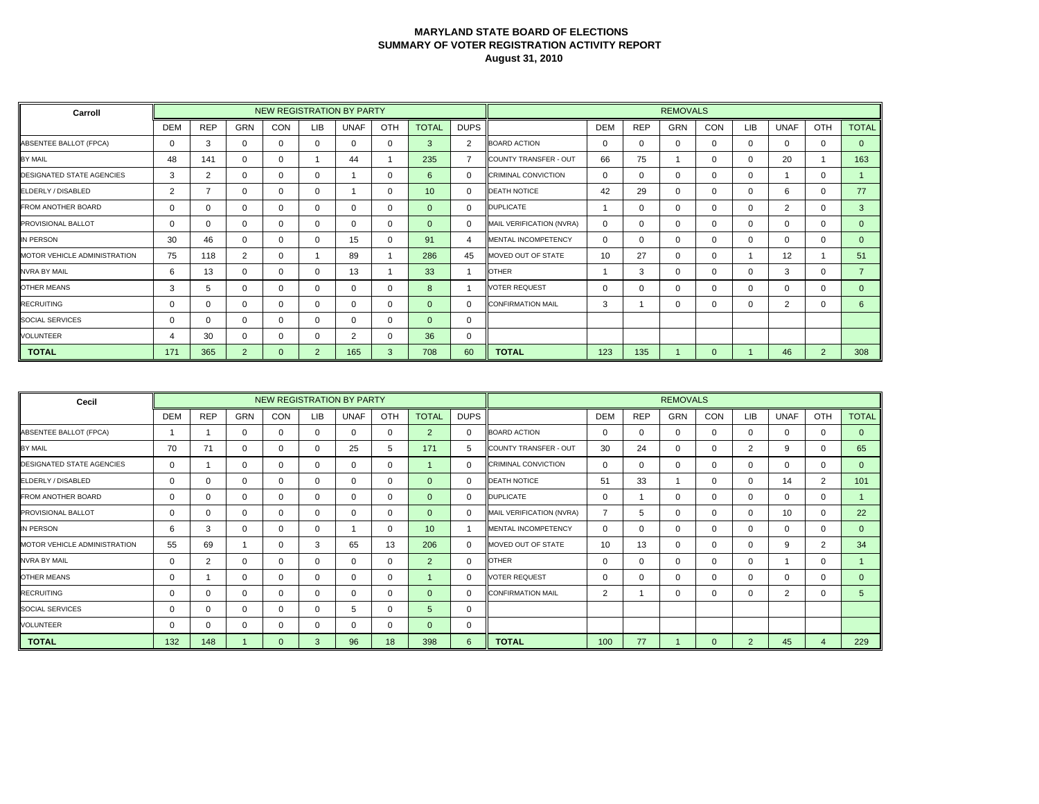# MARYLAND STATE BOARD OF ELECTIONS
## SUMMARY OF VOTER REGISTRATION ACTIVITY REPORT
### August 31, 2010

| Carroll | NEW REGISTRATION BY PARTY | | | | | | | | | REMOVALS | | | | | | | | |
|---|---|---|---|---|---|---|---|---|---|---|---|---|---|---|---|---|---|---|
| | DEM | REP | GRN | CON | LIB | UNAF | OTH | TOTAL | DUPS | | DEM | REP | GRN | CON | LIB | UNAF | OTH | TOTAL |
| ABSENTEE BALLOT (FPCA) | 0 | 3 | 0 | 0 | 0 | 0 | 0 | 3 | 2 | BOARD ACTION | 0 | 0 | 0 | 0 | 0 | 0 | 0 | 0 |
| BY MAIL | 48 | 141 | 0 | 0 | 1 | 44 | 1 | 235 | 7 | COUNTY TRANSFER - OUT | 66 | 75 | 1 | 0 | 0 | 20 | 1 | 163 |
| DESIGNATED STATE AGENCIES | 3 | 2 | 0 | 0 | 0 | 1 | 0 | 6 | 0 | CRIMINAL CONVICTION | 0 | 0 | 0 | 0 | 0 | 1 | 0 | 1 |
| ELDERLY / DISABLED | 2 | 7 | 0 | 0 | 0 | 1 | 0 | 10 | 0 | DEATH NOTICE | 42 | 29 | 0 | 0 | 0 | 6 | 0 | 77 |
| FROM ANOTHER BOARD | 0 | 0 | 0 | 0 | 0 | 0 | 0 | 0 | 0 | DUPLICATE | 1 | 0 | 0 | 0 | 0 | 2 | 0 | 3 |
| PROVISIONAL BALLOT | 0 | 0 | 0 | 0 | 0 | 0 | 0 | 0 | 0 | MAIL VERIFICATION (NVRA) | 0 | 0 | 0 | 0 | 0 | 0 | 0 | 0 |
| IN PERSON | 30 | 46 | 0 | 0 | 0 | 15 | 0 | 91 | 4 | MENTAL INCOMPETENCY | 0 | 0 | 0 | 0 | 0 | 0 | 0 | 0 |
| MOTOR VEHICLE ADMINISTRATION | 75 | 118 | 2 | 0 | 1 | 89 | 1 | 286 | 45 | MOVED OUT OF STATE | 10 | 27 | 0 | 0 | 1 | 12 | 1 | 51 |
| NVRA BY MAIL | 6 | 13 | 0 | 0 | 0 | 13 | 1 | 33 | 1 | OTHER | 1 | 3 | 0 | 0 | 0 | 3 | 0 | 7 |
| OTHER MEANS | 3 | 5 | 0 | 0 | 0 | 0 | 0 | 8 | 1 | VOTER REQUEST | 0 | 0 | 0 | 0 | 0 | 0 | 0 | 0 |
| RECRUITING | 0 | 0 | 0 | 0 | 0 | 0 | 0 | 0 | 0 | CONFIRMATION MAIL | 3 | 1 | 0 | 0 | 0 | 2 | 0 | 6 |
| SOCIAL SERVICES | 0 | 0 | 0 | 0 | 0 | 0 | 0 | 0 | 0 | | | | | | | | | |
| VOLUNTEER | 4 | 30 | 0 | 0 | 0 | 2 | 0 | 36 | 0 | | | | | | | | | |
| **TOTAL** | 171 | 365 | 2 | 0 | 2 | 165 | 3 | 708 | 60 | **TOTAL** | 123 | 135 | 1 | 0 | 1 | 46 | 2 | 308 |

| Cecil | NEW REGISTRATION BY PARTY | | | | | | | | | REMOVALS | | | | | | | | |
|---|---|---|---|---|---|---|---|---|---|---|---|---|---|---|---|---|---|---|
| | DEM | REP | GRN | CON | LIB | UNAF | OTH | TOTAL | DUPS | | DEM | REP | GRN | CON | LIB | UNAF | OTH | TOTAL |
| ABSENTEE BALLOT (FPCA) | 1 | 1 | 0 | 0 | 0 | 0 | 0 | 2 | 0 | BOARD ACTION | 0 | 0 | 0 | 0 | 0 | 0 | 0 | 0 |
| BY MAIL | 70 | 71 | 0 | 0 | 0 | 25 | 5 | 171 | 5 | COUNTY TRANSFER - OUT | 30 | 24 | 0 | 0 | 2 | 9 | 0 | 65 |
| DESIGNATED STATE AGENCIES | 0 | 1 | 0 | 0 | 0 | 0 | 0 | 1 | 0 | CRIMINAL CONVICTION | 0 | 0 | 0 | 0 | 0 | 0 | 0 | 0 |
| ELDERLY / DISABLED | 0 | 0 | 0 | 0 | 0 | 0 | 0 | 0 | 0 | DEATH NOTICE | 51 | 33 | 1 | 0 | 0 | 14 | 2 | 101 |
| FROM ANOTHER BOARD | 0 | 0 | 0 | 0 | 0 | 0 | 0 | 0 | 0 | DUPLICATE | 0 | 1 | 0 | 0 | 0 | 0 | 0 | 1 |
| PROVISIONAL BALLOT | 0 | 0 | 0 | 0 | 0 | 0 | 0 | 0 | 0 | MAIL VERIFICATION (NVRA) | 7 | 5 | 0 | 0 | 0 | 10 | 0 | 22 |
| IN PERSON | 6 | 3 | 0 | 0 | 0 | 1 | 0 | 10 | 1 | MENTAL INCOMPETENCY | 0 | 0 | 0 | 0 | 0 | 0 | 0 | 0 |
| MOTOR VEHICLE ADMINISTRATION | 55 | 69 | 1 | 0 | 3 | 65 | 13 | 206 | 0 | MOVED OUT OF STATE | 10 | 13 | 0 | 0 | 0 | 9 | 2 | 34 |
| NVRA BY MAIL | 0 | 2 | 0 | 0 | 0 | 0 | 0 | 2 | 0 | OTHER | 0 | 0 | 0 | 0 | 0 | 1 | 0 | 1 |
| OTHER MEANS | 0 | 1 | 0 | 0 | 0 | 0 | 0 | 1 | 0 | VOTER REQUEST | 0 | 0 | 0 | 0 | 0 | 0 | 0 | 0 |
| RECRUITING | 0 | 0 | 0 | 0 | 0 | 0 | 0 | 0 | 0 | CONFIRMATION MAIL | 2 | 1 | 0 | 0 | 0 | 2 | 0 | 5 |
| SOCIAL SERVICES | 0 | 0 | 0 | 0 | 0 | 5 | 0 | 5 | 0 | | | | | | | | | |
| VOLUNTEER | 0 | 0 | 0 | 0 | 0 | 0 | 0 | 0 | 0 | | | | | | | | | |
| **TOTAL** | 132 | 148 | 1 | 0 | 3 | 96 | 18 | 398 | 6 | **TOTAL** | 100 | 77 | 1 | 0 | 2 | 45 | 4 | 229 |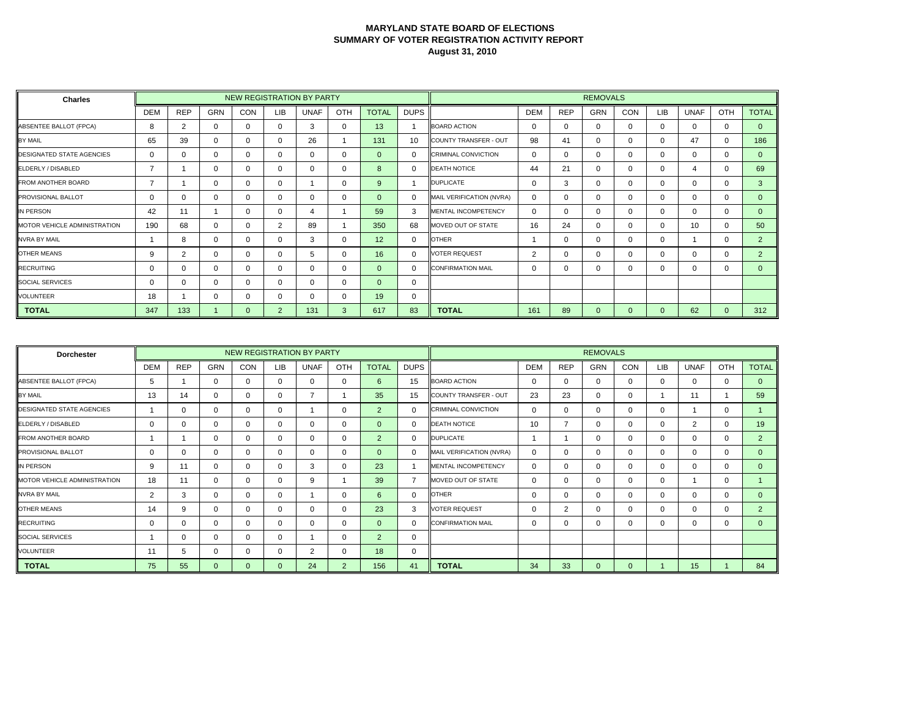# MARYLAND STATE BOARD OF ELECTIONS
## SUMMARY OF VOTER REGISTRATION ACTIVITY REPORT
### August 31, 2010

| Charles | NEW REGISTRATION BY PARTY | | | | | | | | | REMOVALS | | | | | | | | |
|---|---|---|---|---|---|---|---|---|---|---|---|---|---|---|---|---|---|---|
| | DEM | REP | GRN | CON | LIB | UNAF | OTH | TOTAL | DUPS | | DEM | REP | GRN | CON | LIB | UNAF | OTH | TOTAL |
| ABSENTEE BALLOT (FPCA) | 8 | 2 | 0 | 0 | 0 | 3 | 0 | 13 | 1 | BOARD ACTION | 0 | 0 | 0 | 0 | 0 | 0 | 0 | 0 |
| BY MAIL | 65 | 39 | 0 | 0 | 0 | 26 | 1 | 131 | 10 | COUNTY TRANSFER - OUT | 98 | 41 | 0 | 0 | 0 | 47 | 0 | 186 |
| DESIGNATED STATE AGENCIES | 0 | 0 | 0 | 0 | 0 | 0 | 0 | 0 | 0 | CRIMINAL CONVICTION | 0 | 0 | 0 | 0 | 0 | 0 | 0 | 0 |
| ELDERLY / DISABLED | 7 | 1 | 0 | 0 | 0 | 0 | 0 | 8 | 0 | DEATH NOTICE | 44 | 21 | 0 | 0 | 0 | 4 | 0 | 69 |
| FROM ANOTHER BOARD | 7 | 1 | 0 | 0 | 0 | 1 | 0 | 9 | 1 | DUPLICATE | 0 | 3 | 0 | 0 | 0 | 0 | 0 | 3 |
| PROVISIONAL BALLOT | 0 | 0 | 0 | 0 | 0 | 0 | 0 | 0 | 0 | MAIL VERIFICATION (NVRA) | 0 | 0 | 0 | 0 | 0 | 0 | 0 | 0 |
| IN PERSON | 42 | 11 | 1 | 0 | 0 | 4 | 1 | 59 | 3 | MENTAL INCOMPETENCY | 0 | 0 | 0 | 0 | 0 | 0 | 0 | 0 |
| MOTOR VEHICLE ADMINISTRATION | 190 | 68 | 0 | 0 | 2 | 89 | 1 | 350 | 68 | MOVED OUT OF STATE | 16 | 24 | 0 | 0 | 0 | 10 | 0 | 50 |
| NVRA BY MAIL | 1 | 8 | 0 | 0 | 0 | 3 | 0 | 12 | 0 | OTHER | 1 | 0 | 0 | 0 | 0 | 1 | 0 | 2 |
| OTHER MEANS | 9 | 2 | 0 | 0 | 0 | 5 | 0 | 16 | 0 | VOTER REQUEST | 2 | 0 | 0 | 0 | 0 | 0 | 0 | 2 |
| RECRUITING | 0 | 0 | 0 | 0 | 0 | 0 | 0 | 0 | 0 | CONFIRMATION MAIL | 0 | 0 | 0 | 0 | 0 | 0 | 0 | 0 |
| SOCIAL SERVICES | 0 | 0 | 0 | 0 | 0 | 0 | 0 | 0 | 0 | | | | | | | | | |
| VOLUNTEER | 18 | 1 | 0 | 0 | 0 | 0 | 0 | 19 | 0 | | | | | | | | | |
| **TOTAL** | 347 | 133 | 1 | 0 | 2 | 131 | 3 | 617 | 83 | **TOTAL** | 161 | 89 | 0 | 0 | 0 | 62 | 0 | 312 |

| Dorchester | NEW REGISTRATION BY PARTY | | | | | | | | | REMOVALS | | | | | | | | |
|---|---|---|---|---|---|---|---|---|---|---|---|---|---|---|---|---|---|---|
| | DEM | REP | GRN | CON | LIB | UNAF | OTH | TOTAL | DUPS | | DEM | REP | GRN | CON | LIB | UNAF | OTH | TOTAL |
| ABSENTEE BALLOT (FPCA) | 5 | 1 | 0 | 0 | 0 | 0 | 0 | 6 | 15 | BOARD ACTION | 0 | 0 | 0 | 0 | 0 | 0 | 0 | 0 |
| BY MAIL | 13 | 14 | 0 | 0 | 0 | 7 | 1 | 35 | 15 | COUNTY TRANSFER - OUT | 23 | 23 | 0 | 0 | 1 | 11 | 1 | 59 |
| DESIGNATED STATE AGENCIES | 1 | 0 | 0 | 0 | 0 | 1 | 0 | 2 | 0 | CRIMINAL CONVICTION | 0 | 0 | 0 | 0 | 0 | 1 | 0 | 1 |
| ELDERLY / DISABLED | 0 | 0 | 0 | 0 | 0 | 0 | 0 | 0 | 0 | DEATH NOTICE | 10 | 7 | 0 | 0 | 0 | 2 | 0 | 19 |
| FROM ANOTHER BOARD | 1 | 1 | 0 | 0 | 0 | 0 | 0 | 2 | 0 | DUPLICATE | 1 | 1 | 0 | 0 | 0 | 0 | 0 | 2 |
| PROVISIONAL BALLOT | 0 | 0 | 0 | 0 | 0 | 0 | 0 | 0 | 0 | MAIL VERIFICATION (NVRA) | 0 | 0 | 0 | 0 | 0 | 0 | 0 | 0 |
| IN PERSON | 9 | 11 | 0 | 0 | 0 | 3 | 0 | 23 | 1 | MENTAL INCOMPETENCY | 0 | 0 | 0 | 0 | 0 | 0 | 0 | 0 |
| MOTOR VEHICLE ADMINISTRATION | 18 | 11 | 0 | 0 | 0 | 9 | 1 | 39 | 7 | MOVED OUT OF STATE | 0 | 0 | 0 | 0 | 0 | 1 | 0 | 1 |
| NVRA BY MAIL | 2 | 3 | 0 | 0 | 0 | 1 | 0 | 6 | 0 | OTHER | 0 | 0 | 0 | 0 | 0 | 0 | 0 | 0 |
| OTHER MEANS | 14 | 9 | 0 | 0 | 0 | 0 | 0 | 23 | 3 | VOTER REQUEST | 0 | 2 | 0 | 0 | 0 | 0 | 0 | 2 |
| RECRUITING | 0 | 0 | 0 | 0 | 0 | 0 | 0 | 0 | 0 | CONFIRMATION MAIL | 0 | 0 | 0 | 0 | 0 | 0 | 0 | 0 |
| SOCIAL SERVICES | 1 | 0 | 0 | 0 | 0 | 1 | 0 | 2 | 0 | | | | | | | | | |
| VOLUNTEER | 11 | 5 | 0 | 0 | 0 | 2 | 0 | 18 | 0 | | | | | | | | | |
| **TOTAL** | 75 | 55 | 0 | 0 | 0 | 24 | 2 | 156 | 41 | **TOTAL** | 34 | 33 | 0 | 0 | 1 | 15 | 1 | 84 |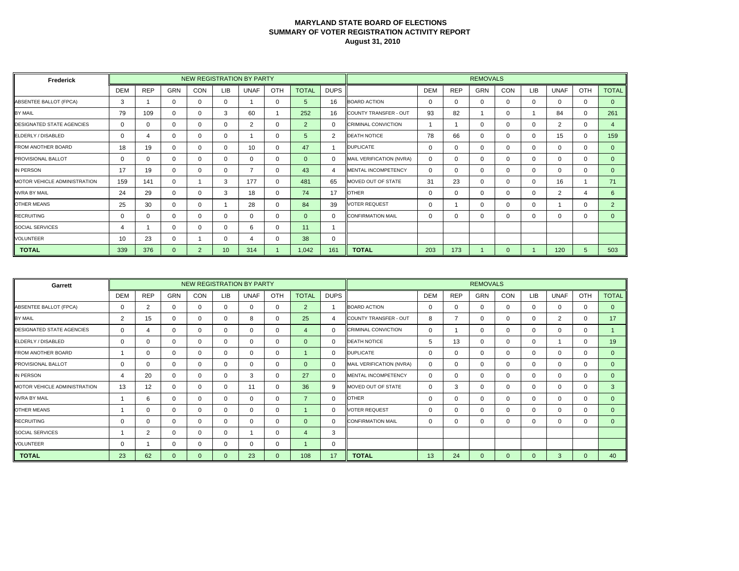# MARYLAND STATE BOARD OF ELECTIONS
## SUMMARY OF VOTER REGISTRATION ACTIVITY REPORT
### August 31, 2010

| Frederick | NEW REGISTRATION BY PARTY | | | | | | | | | REMOVALS | | | | | | | | |
|---|---|---|---|---|---|---|---|---|---|---|---|---|---|---|---|---|---|---|
| | DEM | REP | GRN | CON | LIB | UNAF | OTH | TOTAL | DUPS | | DEM | REP | GRN | CON | LIB | UNAF | OTH | TOTAL |
| ABSENTEE BALLOT (FPCA) | 3 | 1 | 0 | 0 | 0 | 1 | 0 | 5 | 16 | BOARD ACTION | 0 | 0 | 0 | 0 | 0 | 0 | 0 | 0 |
| BY MAIL | 79 | 109 | 0 | 0 | 3 | 60 | 1 | 252 | 16 | COUNTY TRANSFER - OUT | 93 | 82 | 1 | 0 | 1 | 84 | 0 | 261 |
| DESIGNATED STATE AGENCIES | 0 | 0 | 0 | 0 | 0 | 2 | 0 | 2 | 0 | CRIMINAL CONVICTION | 1 | 1 | 0 | 0 | 0 | 2 | 0 | 4 |
| ELDERLY / DISABLED | 0 | 4 | 0 | 0 | 0 | 1 | 0 | 5 | 2 | DEATH NOTICE | 78 | 66 | 0 | 0 | 0 | 15 | 0 | 159 |
| FROM ANOTHER BOARD | 18 | 19 | 0 | 0 | 0 | 10 | 0 | 47 | 1 | DUPLICATE | 0 | 0 | 0 | 0 | 0 | 0 | 0 | 0 |
| PROVISIONAL BALLOT | 0 | 0 | 0 | 0 | 0 | 0 | 0 | 0 | 0 | MAIL VERIFICATION (NVRA) | 0 | 0 | 0 | 0 | 0 | 0 | 0 | 0 |
| IN PERSON | 17 | 19 | 0 | 0 | 0 | 7 | 0 | 43 | 4 | MENTAL INCOMPETENCY | 0 | 0 | 0 | 0 | 0 | 0 | 0 | 0 |
| MOTOR VEHICLE ADMINISTRATION | 159 | 141 | 0 | 1 | 3 | 177 | 0 | 481 | 65 | MOVED OUT OF STATE | 31 | 23 | 0 | 0 | 0 | 16 | 1 | 71 |
| NVRA BY MAIL | 24 | 29 | 0 | 0 | 3 | 18 | 0 | 74 | 17 | OTHER | 0 | 0 | 0 | 0 | 0 | 2 | 4 | 6 |
| OTHER MEANS | 25 | 30 | 0 | 0 | 1 | 28 | 0 | 84 | 39 | VOTER REQUEST | 0 | 1 | 0 | 0 | 0 | 1 | 0 | 2 |
| RECRUITING | 0 | 0 | 0 | 0 | 0 | 0 | 0 | 0 | 0 | CONFIRMATION MAIL | 0 | 0 | 0 | 0 | 0 | 0 | 0 | 0 |
| SOCIAL SERVICES | 4 | 1 | 0 | 0 | 0 | 6 | 0 | 11 | 1 | | | | | | | | | |
| VOLUNTEER | 10 | 23 | 0 | 1 | 0 | 4 | 0 | 38 | 0 | | | | | | | | | |
| **TOTAL** | 339 | 376 | 0 | 2 | 10 | 314 | 1 | 1,042 | 161 | **TOTAL** | 203 | 173 | 1 | 0 | 1 | 120 | 5 | 503 |

| Garrett | NEW REGISTRATION BY PARTY | | | | | | | | | REMOVALS | | | | | | | | |
|---|---|---|---|---|---|---|---|---|---|---|---|---|---|---|---|---|---|---|
| | DEM | REP | GRN | CON | LIB | UNAF | OTH | TOTAL | DUPS | | DEM | REP | GRN | CON | LIB | UNAF | OTH | TOTAL |
| ABSENTEE BALLOT (FPCA) | 0 | 2 | 0 | 0 | 0 | 0 | 0 | 2 | 1 | BOARD ACTION | 0 | 0 | 0 | 0 | 0 | 0 | 0 | 0 |
| BY MAIL | 2 | 15 | 0 | 0 | 0 | 8 | 0 | 25 | 4 | COUNTY TRANSFER - OUT | 8 | 7 | 0 | 0 | 0 | 2 | 0 | 17 |
| DESIGNATED STATE AGENCIES | 0 | 4 | 0 | 0 | 0 | 0 | 0 | 4 | 0 | CRIMINAL CONVICTION | 0 | 1 | 0 | 0 | 0 | 0 | 0 | 1 |
| ELDERLY / DISABLED | 0 | 0 | 0 | 0 | 0 | 0 | 0 | 0 | 0 | DEATH NOTICE | 5 | 13 | 0 | 0 | 0 | 1 | 0 | 19 |
| FROM ANOTHER BOARD | 1 | 0 | 0 | 0 | 0 | 0 | 0 | 1 | 0 | DUPLICATE | 0 | 0 | 0 | 0 | 0 | 0 | 0 | 0 |
| PROVISIONAL BALLOT | 0 | 0 | 0 | 0 | 0 | 0 | 0 | 0 | 0 | MAIL VERIFICATION (NVRA) | 0 | 0 | 0 | 0 | 0 | 0 | 0 | 0 |
| IN PERSON | 4 | 20 | 0 | 0 | 0 | 3 | 0 | 27 | 0 | MENTAL INCOMPETENCY | 0 | 0 | 0 | 0 | 0 | 0 | 0 | 0 |
| MOTOR VEHICLE ADMINISTRATION | 13 | 12 | 0 | 0 | 0 | 11 | 0 | 36 | 9 | MOVED OUT OF STATE | 0 | 3 | 0 | 0 | 0 | 0 | 0 | 3 |
| NVRA BY MAIL | 1 | 6 | 0 | 0 | 0 | 0 | 0 | 7 | 0 | OTHER | 0 | 0 | 0 | 0 | 0 | 0 | 0 | 0 |
| OTHER MEANS | 1 | 0 | 0 | 0 | 0 | 0 | 0 | 1 | 0 | VOTER REQUEST | 0 | 0 | 0 | 0 | 0 | 0 | 0 | 0 |
| RECRUITING | 0 | 0 | 0 | 0 | 0 | 0 | 0 | 0 | 0 | CONFIRMATION MAIL | 0 | 0 | 0 | 0 | 0 | 0 | 0 | 0 |
| SOCIAL SERVICES | 1 | 2 | 0 | 0 | 0 | 1 | 0 | 4 | 3 | | | | | | | | | |
| VOLUNTEER | 0 | 1 | 0 | 0 | 0 | 0 | 0 | 1 | 0 | | | | | | | | | |
| **TOTAL** | 23 | 62 | 0 | 0 | 0 | 23 | 0 | 108 | 17 | **TOTAL** | 13 | 24 | 0 | 0 | 0 | 3 | 0 | 40 |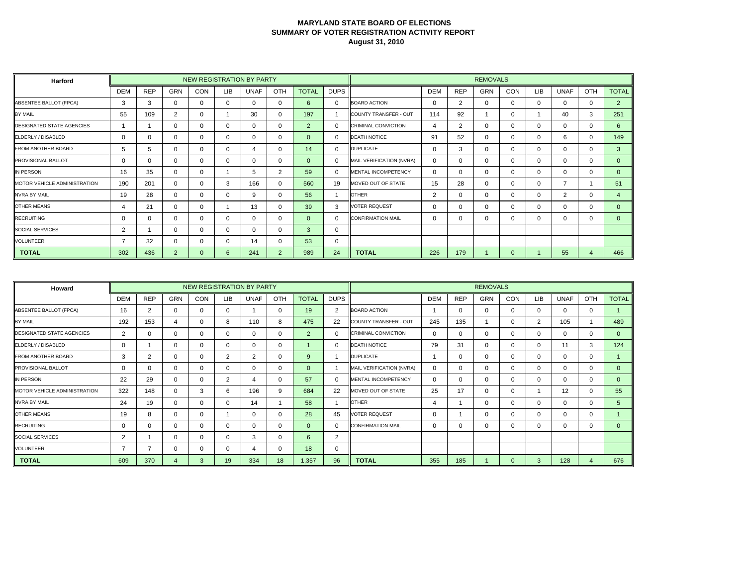# MARYLAND STATE BOARD OF ELECTIONS
## SUMMARY OF VOTER REGISTRATION ACTIVITY REPORT
### August 31, 2010

| Harford | NEW REGISTRATION BY PARTY | | | | | | | | | REMOVALS | | | | | | | | |
|---|---|---|---|---|---|---|---|---|---|---|---|---|---|---|---|---|---|---|
| | DEM | REP | GRN | CON | LIB | UNAF | OTH | TOTAL | DUPS | | DEM | REP | GRN | CON | LIB | UNAF | OTH | TOTAL |
| ABSENTEE BALLOT (FPCA) | 3 | 3 | 0 | 0 | 0 | 0 | 0 | 6 | 0 | BOARD ACTION | 0 | 2 | 0 | 0 | 0 | 0 | 0 | 2 |
| BY MAIL | 55 | 109 | 2 | 0 | 1 | 30 | 0 | 197 | 1 | COUNTY TRANSFER - OUT | 114 | 92 | 1 | 0 | 1 | 40 | 3 | 251 |
| DESIGNATED STATE AGENCIES | 1 | 1 | 0 | 0 | 0 | 0 | 0 | 2 | 0 | CRIMINAL CONVICTION | 4 | 2 | 0 | 0 | 0 | 0 | 0 | 6 |
| ELDERLY / DISABLED | 0 | 0 | 0 | 0 | 0 | 0 | 0 | 0 | 0 | DEATH NOTICE | 91 | 52 | 0 | 0 | 0 | 6 | 0 | 149 |
| FROM ANOTHER BOARD | 5 | 5 | 0 | 0 | 0 | 4 | 0 | 14 | 0 | DUPLICATE | 0 | 3 | 0 | 0 | 0 | 0 | 0 | 3 |
| PROVISIONAL BALLOT | 0 | 0 | 0 | 0 | 0 | 0 | 0 | 0 | 0 | MAIL VERIFICATION (NVRA) | 0 | 0 | 0 | 0 | 0 | 0 | 0 | 0 |
| IN PERSON | 16 | 35 | 0 | 0 | 1 | 5 | 2 | 59 | 0 | MENTAL INCOMPETENCY | 0 | 0 | 0 | 0 | 0 | 0 | 0 | 0 |
| MOTOR VEHICLE ADMINISTRATION | 190 | 201 | 0 | 0 | 3 | 166 | 0 | 560 | 19 | MOVED OUT OF STATE | 15 | 28 | 0 | 0 | 0 | 7 | 1 | 51 |
| NVRA BY MAIL | 19 | 28 | 0 | 0 | 0 | 9 | 0 | 56 | 1 | OTHER | 2 | 0 | 0 | 0 | 0 | 2 | 0 | 4 |
| OTHER MEANS | 4 | 21 | 0 | 0 | 1 | 13 | 0 | 39 | 3 | VOTER REQUEST | 0 | 0 | 0 | 0 | 0 | 0 | 0 | 0 |
| RECRUITING | 0 | 0 | 0 | 0 | 0 | 0 | 0 | 0 | 0 | CONFIRMATION MAIL | 0 | 0 | 0 | 0 | 0 | 0 | 0 | 0 |
| SOCIAL SERVICES | 2 | 1 | 0 | 0 | 0 | 0 | 0 | 3 | 0 | | | | | | | | | |
| VOLUNTEER | 7 | 32 | 0 | 0 | 0 | 14 | 0 | 53 | 0 | | | | | | | | | |
| **TOTAL** | 302 | 436 | 2 | 0 | 6 | 241 | 2 | 989 | 24 | **TOTAL** | 226 | 179 | 1 | 0 | 1 | 55 | 4 | 466 |

| Howard | NEW REGISTRATION BY PARTY | | | | | | | | | REMOVALS | | | | | | | | |
|---|---|---|---|---|---|---|---|---|---|---|---|---|---|---|---|---|---|---|
| | DEM | REP | GRN | CON | LIB | UNAF | OTH | TOTAL | DUPS | | DEM | REP | GRN | CON | LIB | UNAF | OTH | TOTAL |
| ABSENTEE BALLOT (FPCA) | 16 | 2 | 0 | 0 | 0 | 1 | 0 | 19 | 2 | BOARD ACTION | 1 | 0 | 0 | 0 | 0 | 0 | 0 | 1 |
| BY MAIL | 192 | 153 | 4 | 0 | 8 | 110 | 8 | 475 | 22 | COUNTY TRANSFER - OUT | 245 | 135 | 1 | 0 | 2 | 105 | 1 | 489 |
| DESIGNATED STATE AGENCIES | 2 | 0 | 0 | 0 | 0 | 0 | 0 | 2 | 0 | CRIMINAL CONVICTION | 0 | 0 | 0 | 0 | 0 | 0 | 0 | 0 |
| ELDERLY / DISABLED | 0 | 1 | 0 | 0 | 0 | 0 | 0 | 1 | 0 | DEATH NOTICE | 79 | 31 | 0 | 0 | 0 | 11 | 3 | 124 |
| FROM ANOTHER BOARD | 3 | 2 | 0 | 0 | 2 | 2 | 0 | 9 | 1 | DUPLICATE | 1 | 0 | 0 | 0 | 0 | 0 | 0 | 1 |
| PROVISIONAL BALLOT | 0 | 0 | 0 | 0 | 0 | 0 | 0 | 0 | 1 | MAIL VERIFICATION (NVRA) | 0 | 0 | 0 | 0 | 0 | 0 | 0 | 0 |
| IN PERSON | 22 | 29 | 0 | 0 | 2 | 4 | 0 | 57 | 0 | MENTAL INCOMPETENCY | 0 | 0 | 0 | 0 | 0 | 0 | 0 | 0 |
| MOTOR VEHICLE ADMINISTRATION | 322 | 148 | 0 | 3 | 6 | 196 | 9 | 684 | 22 | MOVED OUT OF STATE | 25 | 17 | 0 | 0 | 1 | 12 | 0 | 55 |
| NVRA BY MAIL | 24 | 19 | 0 | 0 | 0 | 14 | 1 | 58 | 1 | OTHER | 4 | 1 | 0 | 0 | 0 | 0 | 0 | 5 |
| OTHER MEANS | 19 | 8 | 0 | 0 | 1 | 0 | 0 | 28 | 45 | VOTER REQUEST | 0 | 1 | 0 | 0 | 0 | 0 | 0 | 1 |
| RECRUITING | 0 | 0 | 0 | 0 | 0 | 0 | 0 | 0 | 0 | CONFIRMATION MAIL | 0 | 0 | 0 | 0 | 0 | 0 | 0 | 0 |
| SOCIAL SERVICES | 2 | 1 | 0 | 0 | 0 | 3 | 0 | 6 | 2 | | | | | | | | | |
| VOLUNTEER | 7 | 7 | 0 | 0 | 0 | 4 | 0 | 18 | 0 | | | | | | | | | |
| **TOTAL** | 609 | 370 | 4 | 3 | 19 | 334 | 18 | 1,357 | 96 | **TOTAL** | 355 | 185 | 1 | 0 | 3 | 128 | 4 | 676 |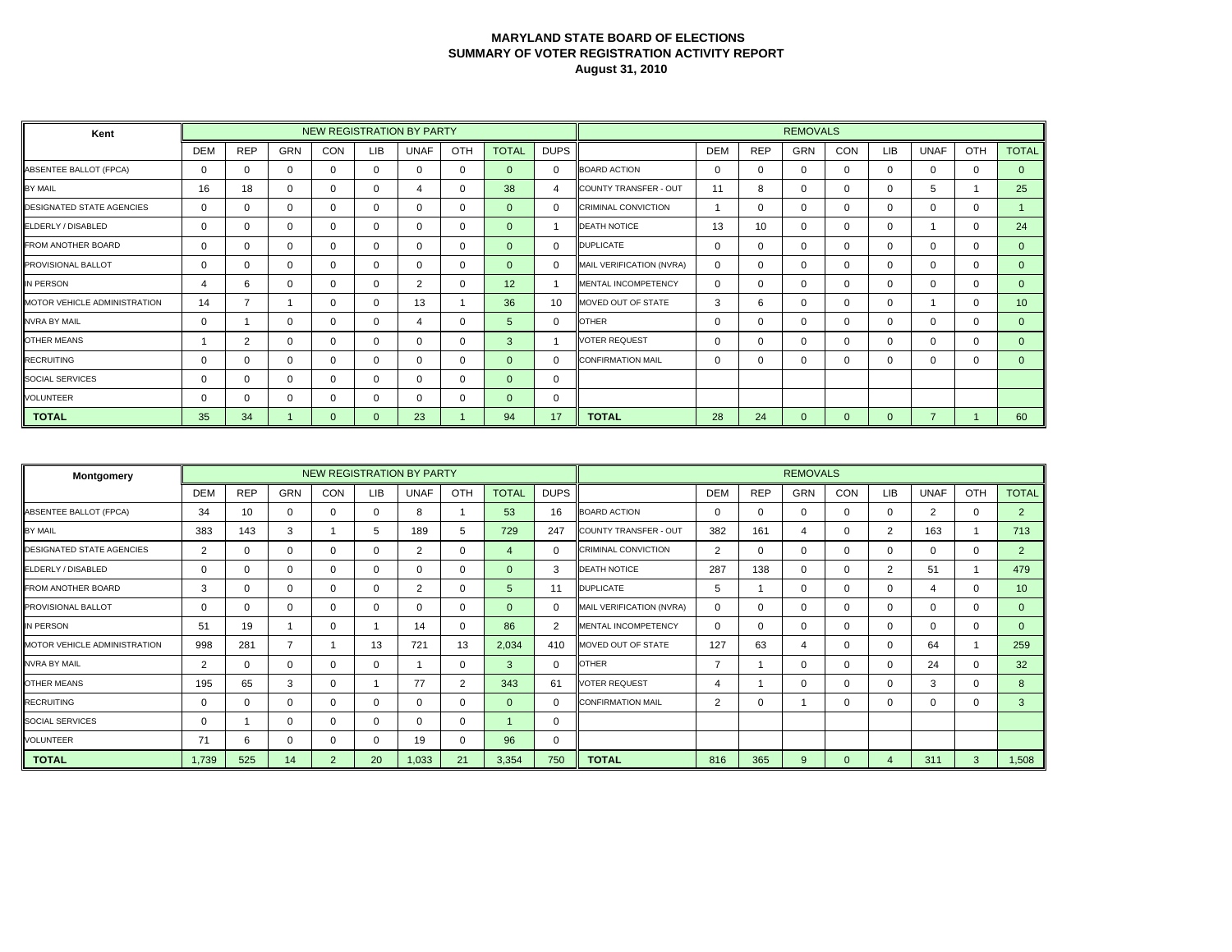**MARYLAND STATE BOARD OF ELECTIONS**
**SUMMARY OF VOTER REGISTRATION ACTIVITY REPORT**
**August 31, 2010**

| Kent | NEW REGISTRATION BY PARTY | | | | | | | | | REMOVALS | | | | | | | | |
|---|---|---|---|---|---|---|---|---|---|---|---|---|---|---|---|---|---|---|
| | DEM | REP | GRN | CON | LIB | UNAF | OTH | TOTAL | DUPS | | DEM | REP | GRN | CON | LIB | UNAF | OTH | TOTAL |
| ABSENTEE BALLOT (FPCA) | 0 | 0 | 0 | 0 | 0 | 0 | 0 | 0 | 0 | BOARD ACTION | 0 | 0 | 0 | 0 | 0 | 0 | 0 | 0 |
| BY MAIL | 16 | 18 | 0 | 0 | 0 | 4 | 0 | 38 | 4 | COUNTY TRANSFER - OUT | 11 | 8 | 0 | 0 | 0 | 5 | 1 | 25 |
| DESIGNATED STATE AGENCIES | 0 | 0 | 0 | 0 | 0 | 0 | 0 | 0 | 0 | CRIMINAL CONVICTION | 1 | 0 | 0 | 0 | 0 | 0 | 0 | 1 |
| ELDERLY / DISABLED | 0 | 0 | 0 | 0 | 0 | 0 | 0 | 0 | 1 | DEATH NOTICE | 13 | 10 | 0 | 0 | 0 | 1 | 0 | 24 |
| FROM ANOTHER BOARD | 0 | 0 | 0 | 0 | 0 | 0 | 0 | 0 | 0 | DUPLICATE | 0 | 0 | 0 | 0 | 0 | 0 | 0 | 0 |
| PROVISIONAL BALLOT | 0 | 0 | 0 | 0 | 0 | 0 | 0 | 0 | 0 | MAIL VERIFICATION (NVRA) | 0 | 0 | 0 | 0 | 0 | 0 | 0 | 0 |
| IN PERSON | 4 | 6 | 0 | 0 | 0 | 2 | 0 | 12 | 1 | MENTAL INCOMPETENCY | 0 | 0 | 0 | 0 | 0 | 0 | 0 | 0 |
| MOTOR VEHICLE ADMINISTRATION | 14 | 7 | 1 | 0 | 0 | 13 | 1 | 36 | 10 | MOVED OUT OF STATE | 3 | 6 | 0 | 0 | 0 | 1 | 0 | 10 |
| NVRA BY MAIL | 0 | 1 | 0 | 0 | 0 | 4 | 0 | 5 | 0 | OTHER | 0 | 0 | 0 | 0 | 0 | 0 | 0 | 0 |
| OTHER MEANS | 1 | 2 | 0 | 0 | 0 | 0 | 0 | 3 | 1 | VOTER REQUEST | 0 | 0 | 0 | 0 | 0 | 0 | 0 | 0 |
| RECRUITING | 0 | 0 | 0 | 0 | 0 | 0 | 0 | 0 | 0 | CONFIRMATION MAIL | 0 | 0 | 0 | 0 | 0 | 0 | 0 | 0 |
| SOCIAL SERVICES | 0 | 0 | 0 | 0 | 0 | 0 | 0 | 0 | 0 | | | | | | | | | |
| VOLUNTEER | 0 | 0 | 0 | 0 | 0 | 0 | 0 | 0 | 0 | | | | | | | | | |
| **TOTAL** | 35 | 34 | 1 | 0 | 0 | 23 | 1 | 94 | 17 | **TOTAL** | 28 | 24 | 0 | 0 | 0 | 7 | 1 | 60 |

| Montgomery | NEW REGISTRATION BY PARTY | | | | | | | | | REMOVALS | | | | | | | | |
|---|---|---|---|---|---|---|---|---|---|---|---|---|---|---|---|---|---|---|
| | DEM | REP | GRN | CON | LIB | UNAF | OTH | TOTAL | DUPS | | DEM | REP | GRN | CON | LIB | UNAF | OTH | TOTAL |
| ABSENTEE BALLOT (FPCA) | 34 | 10 | 0 | 0 | 0 | 8 | 1 | 53 | 16 | BOARD ACTION | 0 | 0 | 0 | 0 | 0 | 2 | 0 | 2 |
| BY MAIL | 383 | 143 | 3 | 1 | 5 | 189 | 5 | 729 | 247 | COUNTY TRANSFER - OUT | 382 | 161 | 4 | 0 | 2 | 163 | 1 | 713 |
| DESIGNATED STATE AGENCIES | 2 | 0 | 0 | 0 | 0 | 2 | 0 | 4 | 0 | CRIMINAL CONVICTION | 2 | 0 | 0 | 0 | 0 | 0 | 0 | 2 |
| ELDERLY / DISABLED | 0 | 0 | 0 | 0 | 0 | 0 | 0 | 0 | 3 | DEATH NOTICE | 287 | 138 | 0 | 0 | 2 | 51 | 1 | 479 |
| FROM ANOTHER BOARD | 3 | 0 | 0 | 0 | 0 | 2 | 0 | 5 | 11 | DUPLICATE | 5 | 1 | 0 | 0 | 0 | 4 | 0 | 10 |
| PROVISIONAL BALLOT | 0 | 0 | 0 | 0 | 0 | 0 | 0 | 0 | 0 | MAIL VERIFICATION (NVRA) | 0 | 0 | 0 | 0 | 0 | 0 | 0 | 0 |
| IN PERSON | 51 | 19 | 1 | 0 | 1 | 14 | 0 | 86 | 2 | MENTAL INCOMPETENCY | 0 | 0 | 0 | 0 | 0 | 0 | 0 | 0 |
| MOTOR VEHICLE ADMINISTRATION | 998 | 281 | 7 | 1 | 13 | 721 | 13 | 2,034 | 410 | MOVED OUT OF STATE | 127 | 63 | 4 | 0 | 0 | 64 | 1 | 259 |
| NVRA BY MAIL | 2 | 0 | 0 | 0 | 0 | 1 | 0 | 3 | 0 | OTHER | 7 | 1 | 0 | 0 | 0 | 24 | 0 | 32 |
| OTHER MEANS | 195 | 65 | 3 | 0 | 1 | 77 | 2 | 343 | 61 | VOTER REQUEST | 4 | 1 | 0 | 0 | 0 | 3 | 0 | 8 |
| RECRUITING | 0 | 0 | 0 | 0 | 0 | 0 | 0 | 0 | 0 | CONFIRMATION MAIL | 2 | 0 | 1 | 0 | 0 | 0 | 0 | 3 |
| SOCIAL SERVICES | 0 | 1 | 0 | 0 | 0 | 0 | 0 | 1 | 0 | | | | | | | | | |
| VOLUNTEER | 71 | 6 | 0 | 0 | 0 | 19 | 0 | 96 | 0 | | | | | | | | | |
| **TOTAL** | 1,739 | 525 | 14 | 2 | 20 | 1,033 | 21 | 3,354 | 750 | **TOTAL** | 816 | 365 | 9 | 0 | 4 | 311 | 3 | 1,508 |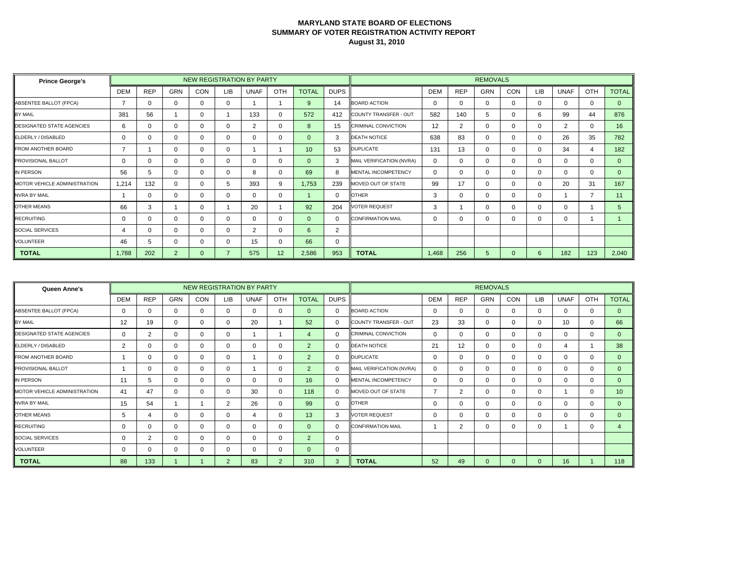# MARYLAND STATE BOARD OF ELECTIONS
## SUMMARY OF VOTER REGISTRATION ACTIVITY REPORT
### August 31, 2010

| Prince George's | NEW REGISTRATION BY PARTY | | | | | | | | | REMOVALS | | | | | | | | |
|---|---|---|---|---|---|---|---|---|---|---|---|---|---|---|---|---|---|---|
| | DEM | REP | GRN | CON | LIB | UNAF | OTH | TOTAL | DUPS | | DEM | REP | GRN | CON | LIB | UNAF | OTH | TOTAL |
| ABSENTEE BALLOT (FPCA) | 7 | 0 | 0 | 0 | 0 | 1 | 1 | 9 | 14 | BOARD ACTION | 0 | 0 | 0 | 0 | 0 | 0 | 0 | 0 |
| BY MAIL | 381 | 56 | 1 | 0 | 1 | 133 | 0 | 572 | 412 | COUNTY TRANSFER - OUT | 582 | 140 | 5 | 0 | 6 | 99 | 44 | 876 |
| DESIGNATED STATE AGENCIES | 6 | 0 | 0 | 0 | 0 | 2 | 0 | 8 | 15 | CRIMINAL CONVICTION | 12 | 2 | 0 | 0 | 0 | 2 | 0 | 16 |
| ELDERLY / DISABLED | 0 | 0 | 0 | 0 | 0 | 0 | 0 | 0 | 3 | DEATH NOTICE | 638 | 83 | 0 | 0 | 0 | 26 | 35 | 782 |
| FROM ANOTHER BOARD | 7 | 1 | 0 | 0 | 0 | 1 | 1 | 10 | 53 | DUPLICATE | 131 | 13 | 0 | 0 | 0 | 34 | 4 | 182 |
| PROVISIONAL BALLOT | 0 | 0 | 0 | 0 | 0 | 0 | 0 | 0 | 3 | MAIL VERIFICATION (NVRA) | 0 | 0 | 0 | 0 | 0 | 0 | 0 | 0 |
| IN PERSON | 56 | 5 | 0 | 0 | 0 | 8 | 0 | 69 | 8 | MENTAL INCOMPETENCY | 0 | 0 | 0 | 0 | 0 | 0 | 0 | 0 |
| MOTOR VEHICLE ADMINISTRATION | 1,214 | 132 | 0 | 0 | 5 | 393 | 9 | 1,753 | 239 | MOVED OUT OF STATE | 99 | 17 | 0 | 0 | 0 | 20 | 31 | 167 |
| NVRA BY MAIL | 1 | 0 | 0 | 0 | 0 | 0 | 0 | 1 | 0 | OTHER | 3 | 0 | 0 | 0 | 0 | 1 | 7 | 11 |
| OTHER MEANS | 66 | 3 | 1 | 0 | 1 | 20 | 1 | 92 | 204 | VOTER REQUEST | 3 | 1 | 0 | 0 | 0 | 0 | 1 | 5 |
| RECRUITING | 0 | 0 | 0 | 0 | 0 | 0 | 0 | 0 | 0 | CONFIRMATION MAIL | 0 | 0 | 0 | 0 | 0 | 0 | 1 | 1 |
| SOCIAL SERVICES | 4 | 0 | 0 | 0 | 0 | 2 | 0 | 6 | 2 | | | | | | | | | |
| VOLUNTEER | 46 | 5 | 0 | 0 | 0 | 15 | 0 | 66 | 0 | | | | | | | | | |
| **TOTAL** | 1,788 | 202 | 2 | 0 | 7 | 575 | 12 | 2,586 | 953 | **TOTAL** | 1,468 | 256 | 5 | 0 | 6 | 182 | 123 | 2,040 |

| Queen Anne's | NEW REGISTRATION BY PARTY | | | | | | | | | REMOVALS | | | | | | | | |
|---|---|---|---|---|---|---|---|---|---|---|---|---|---|---|---|---|---|---|
| | DEM | REP | GRN | CON | LIB | UNAF | OTH | TOTAL | DUPS | | DEM | REP | GRN | CON | LIB | UNAF | OTH | TOTAL |
| ABSENTEE BALLOT (FPCA) | 0 | 0 | 0 | 0 | 0 | 0 | 0 | 0 | 0 | BOARD ACTION | 0 | 0 | 0 | 0 | 0 | 0 | 0 | 0 |
| BY MAIL | 12 | 19 | 0 | 0 | 0 | 20 | 1 | 52 | 0 | COUNTY TRANSFER - OUT | 23 | 33 | 0 | 0 | 0 | 10 | 0 | 66 |
| DESIGNATED STATE AGENCIES | 0 | 2 | 0 | 0 | 0 | 1 | 1 | 4 | 0 | CRIMINAL CONVICTION | 0 | 0 | 0 | 0 | 0 | 0 | 0 | 0 |
| ELDERLY / DISABLED | 2 | 0 | 0 | 0 | 0 | 0 | 0 | 2 | 0 | DEATH NOTICE | 21 | 12 | 0 | 0 | 0 | 4 | 1 | 38 |
| FROM ANOTHER BOARD | 1 | 0 | 0 | 0 | 0 | 1 | 0 | 2 | 0 | DUPLICATE | 0 | 0 | 0 | 0 | 0 | 0 | 0 | 0 |
| PROVISIONAL BALLOT | 1 | 0 | 0 | 0 | 0 | 1 | 0 | 2 | 0 | MAIL VERIFICATION (NVRA) | 0 | 0 | 0 | 0 | 0 | 0 | 0 | 0 |
| IN PERSON | 11 | 5 | 0 | 0 | 0 | 0 | 0 | 16 | 0 | MENTAL INCOMPETENCY | 0 | 0 | 0 | 0 | 0 | 0 | 0 | 0 |
| MOTOR VEHICLE ADMINISTRATION | 41 | 47 | 0 | 0 | 0 | 30 | 0 | 118 | 0 | MOVED OUT OF STATE | 7 | 2 | 0 | 0 | 0 | 1 | 0 | 10 |
| NVRA BY MAIL | 15 | 54 | 1 | 1 | 2 | 26 | 0 | 99 | 0 | OTHER | 0 | 0 | 0 | 0 | 0 | 0 | 0 | 0 |
| OTHER MEANS | 5 | 4 | 0 | 0 | 0 | 4 | 0 | 13 | 3 | VOTER REQUEST | 0 | 0 | 0 | 0 | 0 | 0 | 0 | 0 |
| RECRUITING | 0 | 0 | 0 | 0 | 0 | 0 | 0 | 0 | 0 | CONFIRMATION MAIL | 1 | 2 | 0 | 0 | 0 | 1 | 0 | 4 |
| SOCIAL SERVICES | 0 | 2 | 0 | 0 | 0 | 0 | 0 | 2 | 0 | | | | | | | | | |
| VOLUNTEER | 0 | 0 | 0 | 0 | 0 | 0 | 0 | 0 | 0 | | | | | | | | | |
| **TOTAL** | 88 | 133 | 1 | 1 | 2 | 83 | 2 | 310 | 3 | **TOTAL** | 52 | 49 | 0 | 0 | 0 | 16 | 1 | 118 |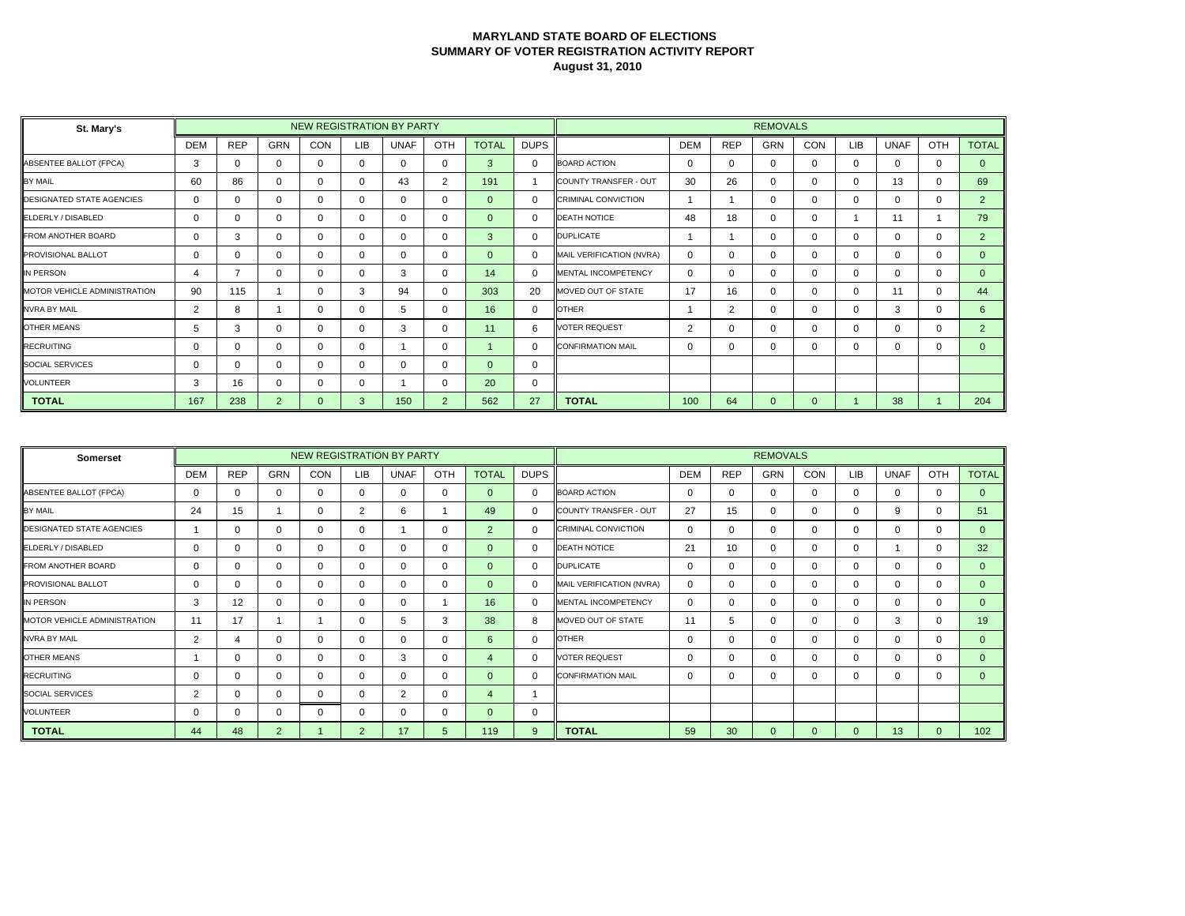**MARYLAND STATE BOARD OF ELECTIONS**
**SUMMARY OF VOTER REGISTRATION ACTIVITY REPORT**
**August 31, 2010**

| St. Mary's | NEW REGISTRATION BY PARTY | | | | | | | | | REMOVALS | | | | | | | | |
|---|---|---|---|---|---|---|---|---|---|---|---|---|---|---|---|---|---|---|
| | DEM | REP | GRN | CON | LIB | UNAF | OTH | TOTAL | DUPS | | DEM | REP | GRN | CON | LIB | UNAF | OTH | TOTAL |
| ABSENTEE BALLOT (FPCA) | 3 | 0 | 0 | 0 | 0 | 0 | 0 | 3 | 0 | BOARD ACTION | 0 | 0 | 0 | 0 | 0 | 0 | 0 | 0 |
| BY MAIL | 60 | 86 | 0 | 0 | 0 | 43 | 2 | 191 | 1 | COUNTY TRANSFER - OUT | 30 | 26 | 0 | 0 | 0 | 13 | 0 | 69 |
| DESIGNATED STATE AGENCIES | 0 | 0 | 0 | 0 | 0 | 0 | 0 | 0 | 0 | CRIMINAL CONVICTION | 1 | 1 | 0 | 0 | 0 | 0 | 0 | 2 |
| ELDERLY / DISABLED | 0 | 0 | 0 | 0 | 0 | 0 | 0 | 0 | 0 | DEATH NOTICE | 48 | 18 | 0 | 0 | 1 | 11 | 1 | 79 |
| FROM ANOTHER BOARD | 0 | 3 | 0 | 0 | 0 | 0 | 0 | 3 | 0 | DUPLICATE | 1 | 1 | 0 | 0 | 0 | 0 | 0 | 2 |
| PROVISIONAL BALLOT | 0 | 0 | 0 | 0 | 0 | 0 | 0 | 0 | 0 | MAIL VERIFICATION (NVRA) | 0 | 0 | 0 | 0 | 0 | 0 | 0 | 0 |
| IN PERSON | 4 | 7 | 0 | 0 | 0 | 3 | 0 | 14 | 0 | MENTAL INCOMPETENCY | 0 | 0 | 0 | 0 | 0 | 0 | 0 | 0 |
| MOTOR VEHICLE ADMINISTRATION | 90 | 115 | 1 | 0 | 3 | 94 | 0 | 303 | 20 | MOVED OUT OF STATE | 17 | 16 | 0 | 0 | 0 | 11 | 0 | 44 |
| NVRA BY MAIL | 2 | 8 | 1 | 0 | 0 | 5 | 0 | 16 | 0 | OTHER | 1 | 2 | 0 | 0 | 0 | 3 | 0 | 6 |
| OTHER MEANS | 5 | 3 | 0 | 0 | 0 | 3 | 0 | 11 | 6 | VOTER REQUEST | 2 | 0 | 0 | 0 | 0 | 0 | 0 | 2 |
| RECRUITING | 0 | 0 | 0 | 0 | 0 | 1 | 0 | 1 | 0 | CONFIRMATION MAIL | 0 | 0 | 0 | 0 | 0 | 0 | 0 | 0 |
| SOCIAL SERVICES | 0 | 0 | 0 | 0 | 0 | 0 | 0 | 0 | 0 | | | | | | | | | |
| VOLUNTEER | 3 | 16 | 0 | 0 | 0 | 1 | 0 | 20 | 0 | | | | | | | | | |
| **TOTAL** | 167 | 238 | 2 | 0 | 3 | 150 | 2 | 562 | 27 | **TOTAL** | 100 | 64 | 0 | 0 | 1 | 38 | 1 | 204 |

| Somerset | NEW REGISTRATION BY PARTY | | | | | | | | | REMOVALS | | | | | | | | |
|---|---|---|---|---|---|---|---|---|---|---|---|---|---|---|---|---|---|---|
| | DEM | REP | GRN | CON | LIB | UNAF | OTH | TOTAL | DUPS | | DEM | REP | GRN | CON | LIB | UNAF | OTH | TOTAL |
| ABSENTEE BALLOT (FPCA) | 0 | 0 | 0 | 0 | 0 | 0 | 0 | 0 | 0 | BOARD ACTION | 0 | 0 | 0 | 0 | 0 | 0 | 0 | 0 |
| BY MAIL | 24 | 15 | 1 | 0 | 2 | 6 | 1 | 49 | 0 | COUNTY TRANSFER - OUT | 27 | 15 | 0 | 0 | 0 | 9 | 0 | 51 |
| DESIGNATED STATE AGENCIES | 1 | 0 | 0 | 0 | 0 | 1 | 0 | 2 | 0 | CRIMINAL CONVICTION | 0 | 0 | 0 | 0 | 0 | 0 | 0 | 0 |
| ELDERLY / DISABLED | 0 | 0 | 0 | 0 | 0 | 0 | 0 | 0 | 0 | DEATH NOTICE | 21 | 10 | 0 | 0 | 0 | 1 | 0 | 32 |
| FROM ANOTHER BOARD | 0 | 0 | 0 | 0 | 0 | 0 | 0 | 0 | 0 | DUPLICATE | 0 | 0 | 0 | 0 | 0 | 0 | 0 | 0 |
| PROVISIONAL BALLOT | 0 | 0 | 0 | 0 | 0 | 0 | 0 | 0 | 0 | MAIL VERIFICATION (NVRA) | 0 | 0 | 0 | 0 | 0 | 0 | 0 | 0 |
| IN PERSON | 3 | 12 | 0 | 0 | 0 | 0 | 1 | 16 | 0 | MENTAL INCOMPETENCY | 0 | 0 | 0 | 0 | 0 | 0 | 0 | 0 |
| MOTOR VEHICLE ADMINISTRATION | 11 | 17 | 1 | 1 | 0 | 5 | 3 | 38 | 8 | MOVED OUT OF STATE | 11 | 5 | 0 | 0 | 0 | 3 | 0 | 19 |
| NVRA BY MAIL | 2 | 4 | 0 | 0 | 0 | 0 | 0 | 6 | 0 | OTHER | 0 | 0 | 0 | 0 | 0 | 0 | 0 | 0 |
| OTHER MEANS | 1 | 0 | 0 | 0 | 0 | 3 | 0 | 4 | 0 | VOTER REQUEST | 0 | 0 | 0 | 0 | 0 | 0 | 0 | 0 |
| RECRUITING | 0 | 0 | 0 | 0 | 0 | 0 | 0 | 0 | 0 | CONFIRMATION MAIL | 0 | 0 | 0 | 0 | 0 | 0 | 0 | 0 |
| SOCIAL SERVICES | 2 | 0 | 0 | 0 | 0 | 2 | 0 | 4 | 1 | | | | | | | | | |
| VOLUNTEER | 0 | 0 | 0 | 0 | 0 | 0 | 0 | 0 | 0 | | | | | | | | | |
| **TOTAL** | 44 | 48 | 2 | 1 | 2 | 17 | 5 | 119 | 9 | **TOTAL** | 59 | 30 | 0 | 0 | 0 | 13 | 0 | 102 |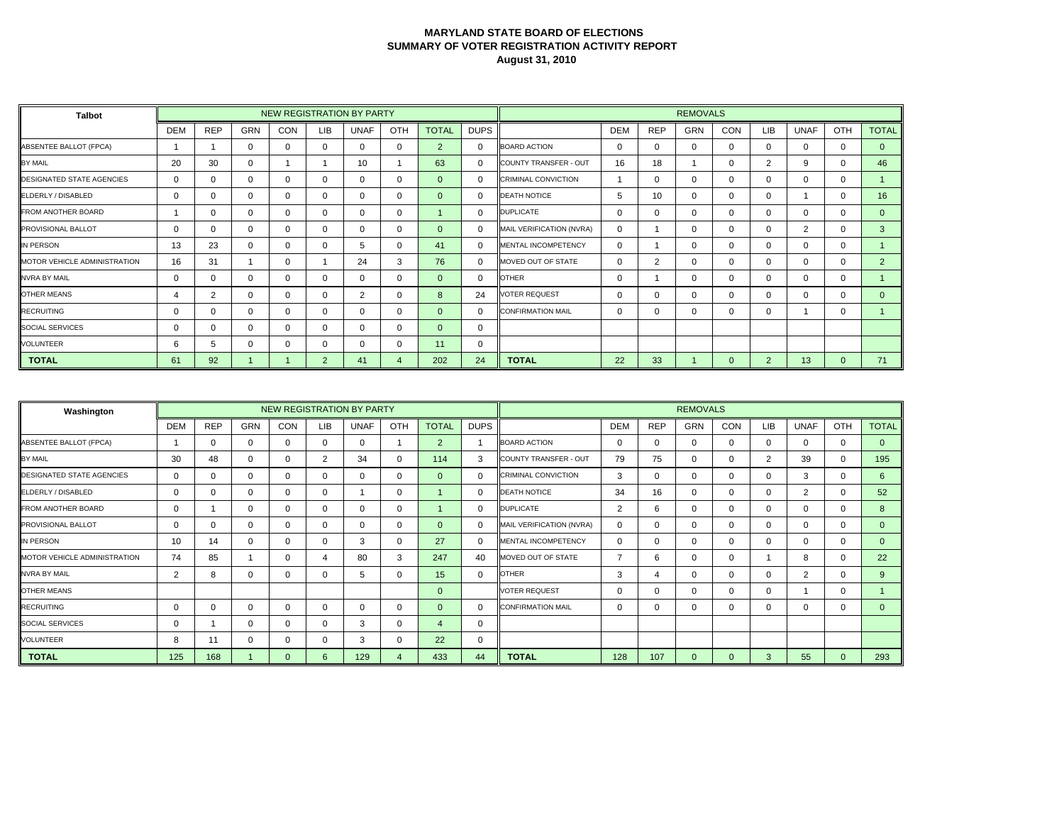# MARYLAND STATE BOARD OF ELECTIONS
## SUMMARY OF VOTER REGISTRATION ACTIVITY REPORT
### August 31, 2010

| Talbot | NEW REGISTRATION BY PARTY | | | | | | | | | REMOVALS | | | | | | | | |
|---|---|---|---|---|---|---|---|---|---|---|---|---|---|---|---|---|---|---|
| | DEM | REP | GRN | CON | LIB | UNAF | OTH | TOTAL | DUPS | | DEM | REP | GRN | CON | LIB | UNAF | OTH | TOTAL |
| ABSENTEE BALLOT (FPCA) | 1 | 1 | 0 | 0 | 0 | 0 | 0 | 2 | 0 | BOARD ACTION | 0 | 0 | 0 | 0 | 0 | 0 | 0 | 0 |
| BY MAIL | 20 | 30 | 0 | 1 | 1 | 10 | 1 | 63 | 0 | COUNTY TRANSFER - OUT | 16 | 18 | 1 | 0 | 2 | 9 | 0 | 46 |
| DESIGNATED STATE AGENCIES | 0 | 0 | 0 | 0 | 0 | 0 | 0 | 0 | 0 | CRIMINAL CONVICTION | 1 | 0 | 0 | 0 | 0 | 0 | 0 | 1 |
| ELDERLY / DISABLED | 0 | 0 | 0 | 0 | 0 | 0 | 0 | 0 | 0 | DEATH NOTICE | 5 | 10 | 0 | 0 | 0 | 1 | 0 | 16 |
| FROM ANOTHER BOARD | 1 | 0 | 0 | 0 | 0 | 0 | 0 | 1 | 0 | DUPLICATE | 0 | 0 | 0 | 0 | 0 | 0 | 0 | 0 |
| PROVISIONAL BALLOT | 0 | 0 | 0 | 0 | 0 | 0 | 0 | 0 | 0 | MAIL VERIFICATION (NVRA) | 0 | 1 | 0 | 0 | 0 | 2 | 0 | 3 |
| IN PERSON | 13 | 23 | 0 | 0 | 0 | 5 | 0 | 41 | 0 | MENTAL INCOMPETENCY | 0 | 1 | 0 | 0 | 0 | 0 | 0 | 1 |
| MOTOR VEHICLE ADMINISTRATION | 16 | 31 | 1 | 0 | 1 | 24 | 3 | 76 | 0 | MOVED OUT OF STATE | 0 | 2 | 0 | 0 | 0 | 0 | 0 | 2 |
| NVRA BY MAIL | 0 | 0 | 0 | 0 | 0 | 0 | 0 | 0 | 0 | OTHER | 0 | 1 | 0 | 0 | 0 | 0 | 0 | 1 |
| OTHER MEANS | 4 | 2 | 0 | 0 | 0 | 2 | 0 | 8 | 24 | VOTER REQUEST | 0 | 0 | 0 | 0 | 0 | 0 | 0 | 0 |
| RECRUITING | 0 | 0 | 0 | 0 | 0 | 0 | 0 | 0 | 0 | CONFIRMATION MAIL | 0 | 0 | 0 | 0 | 0 | 1 | 0 | 1 |
| SOCIAL SERVICES | 0 | 0 | 0 | 0 | 0 | 0 | 0 | 0 | 0 | | | | | | | | | |
| VOLUNTEER | 6 | 5 | 0 | 0 | 0 | 0 | 0 | 11 | 0 | | | | | | | | | |
| **TOTAL** | 61 | 92 | 1 | 1 | 2 | 41 | 4 | 202 | 24 | **TOTAL** | 22 | 33 | 1 | 0 | 2 | 13 | 0 | 71 |

| Washington | NEW REGISTRATION BY PARTY | | | | | | | | | REMOVALS | | | | | | | | |
|---|---|---|---|---|---|---|---|---|---|---|---|---|---|---|---|---|---|---|
| | DEM | REP | GRN | CON | LIB | UNAF | OTH | TOTAL | DUPS | | DEM | REP | GRN | CON | LIB | UNAF | OTH | TOTAL |
| ABSENTEE BALLOT (FPCA) | 1 | 0 | 0 | 0 | 0 | 0 | 1 | 2 | 1 | BOARD ACTION | 0 | 0 | 0 | 0 | 0 | 0 | 0 | 0 |
| BY MAIL | 30 | 48 | 0 | 0 | 2 | 34 | 0 | 114 | 3 | COUNTY TRANSFER - OUT | 79 | 75 | 0 | 0 | 2 | 39 | 0 | 195 |
| DESIGNATED STATE AGENCIES | 0 | 0 | 0 | 0 | 0 | 0 | 0 | 0 | 0 | CRIMINAL CONVICTION | 3 | 0 | 0 | 0 | 0 | 3 | 0 | 6 |
| ELDERLY / DISABLED | 0 | 0 | 0 | 0 | 0 | 1 | 0 | 1 | 0 | DEATH NOTICE | 34 | 16 | 0 | 0 | 0 | 2 | 0 | 52 |
| FROM ANOTHER BOARD | 0 | 1 | 0 | 0 | 0 | 0 | 0 | 1 | 0 | DUPLICATE | 2 | 6 | 0 | 0 | 0 | 0 | 0 | 8 |
| PROVISIONAL BALLOT | 0 | 0 | 0 | 0 | 0 | 0 | 0 | 0 | 0 | MAIL VERIFICATION (NVRA) | 0 | 0 | 0 | 0 | 0 | 0 | 0 | 0 |
| IN PERSON | 10 | 14 | 0 | 0 | 0 | 3 | 0 | 27 | 0 | MENTAL INCOMPETENCY | 0 | 0 | 0 | 0 | 0 | 0 | 0 | 0 |
| MOTOR VEHICLE ADMINISTRATION | 74 | 85 | 1 | 0 | 4 | 80 | 3 | 247 | 40 | MOVED OUT OF STATE | 7 | 6 | 0 | 0 | 1 | 8 | 0 | 22 |
| NVRA BY MAIL | 2 | 8 | 0 | 0 | 0 | 5 | 0 | 15 | 0 | OTHER | 3 | 4 | 0 | 0 | 0 | 2 | 0 | 9 |
| OTHER MEANS | | | | | | | | 0 | | VOTER REQUEST | 0 | 0 | 0 | 0 | 0 | 1 | 0 | 1 |
| RECRUITING | 0 | 0 | 0 | 0 | 0 | 0 | 0 | 0 | 0 | CONFIRMATION MAIL | 0 | 0 | 0 | 0 | 0 | 0 | 0 | 0 |
| SOCIAL SERVICES | 0 | 1 | 0 | 0 | 0 | 3 | 0 | 4 | 0 | | | | | | | | | |
| VOLUNTEER | 8 | 11 | 0 | 0 | 0 | 3 | 0 | 22 | 0 | | | | | | | | | |
| **TOTAL** | 125 | 168 | 1 | 0 | 6 | 129 | 4 | 433 | 44 | **TOTAL** | 128 | 107 | 0 | 0 | 3 | 55 | 0 | 293 |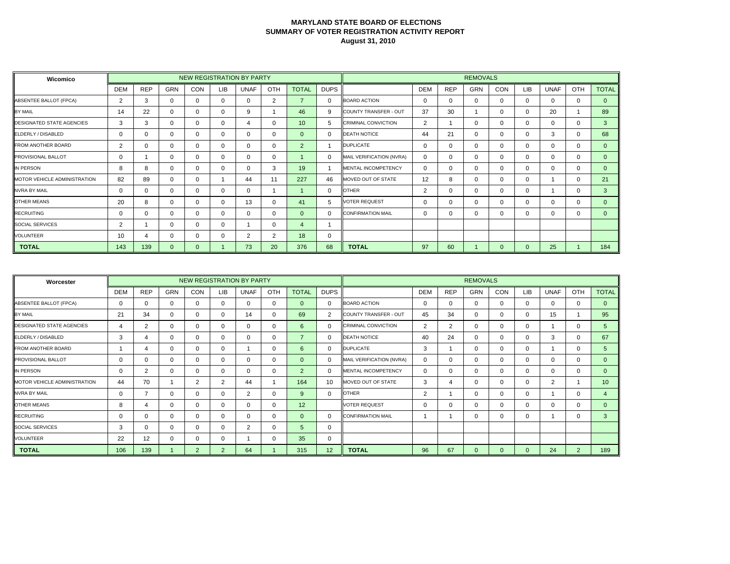# MARYLAND STATE BOARD OF ELECTIONS
## SUMMARY OF VOTER REGISTRATION ACTIVITY REPORT
### August 31, 2010

| Wicomico | NEW REGISTRATION BY PARTY | | | | | | | | | REMOVALS | | | | | | | | |
|---|---|---|---|---|---|---|---|---|---|---|---|---|---|---|---|---|---|---|
| | DEM | REP | GRN | CON | LIB | UNAF | OTH | TOTAL | DUPS | | DEM | REP | GRN | CON | LIB | UNAF | OTH | TOTAL |
| ABSENTEE BALLOT (FPCA) | 2 | 3 | 0 | 0 | 0 | 0 | 2 | 7 | 0 | BOARD ACTION | 0 | 0 | 0 | 0 | 0 | 0 | 0 | 0 |
| BY MAIL | 14 | 22 | 0 | 0 | 0 | 9 | 1 | 46 | 9 | COUNTY TRANSFER - OUT | 37 | 30 | 1 | 0 | 0 | 20 | 1 | 89 |
| DESIGNATED STATE AGENCIES | 3 | 3 | 0 | 0 | 0 | 4 | 0 | 10 | 5 | CRIMINAL CONVICTION | 2 | 1 | 0 | 0 | 0 | 0 | 0 | 3 |
| ELDERLY / DISABLED | 0 | 0 | 0 | 0 | 0 | 0 | 0 | 0 | 0 | DEATH NOTICE | 44 | 21 | 0 | 0 | 0 | 3 | 0 | 68 |
| FROM ANOTHER BOARD | 2 | 0 | 0 | 0 | 0 | 0 | 0 | 2 | 1 | DUPLICATE | 0 | 0 | 0 | 0 | 0 | 0 | 0 | 0 |
| PROVISIONAL BALLOT | 0 | 1 | 0 | 0 | 0 | 0 | 0 | 1 | 0 | MAIL VERIFICATION (NVRA) | 0 | 0 | 0 | 0 | 0 | 0 | 0 | 0 |
| IN PERSON | 8 | 8 | 0 | 0 | 0 | 0 | 3 | 19 | 1 | MENTAL INCOMPETENCY | 0 | 0 | 0 | 0 | 0 | 0 | 0 | 0 |
| MOTOR VEHICLE ADMINISTRATION | 82 | 89 | 0 | 0 | 1 | 44 | 11 | 227 | 46 | MOVED OUT OF STATE | 12 | 8 | 0 | 0 | 0 | 1 | 0 | 21 |
| NVRA BY MAIL | 0 | 0 | 0 | 0 | 0 | 0 | 1 | 1 | 0 | OTHER | 2 | 0 | 0 | 0 | 0 | 1 | 0 | 3 |
| OTHER MEANS | 20 | 8 | 0 | 0 | 0 | 13 | 0 | 41 | 5 | VOTER REQUEST | 0 | 0 | 0 | 0 | 0 | 0 | 0 | 0 |
| RECRUITING | 0 | 0 | 0 | 0 | 0 | 0 | 0 | 0 | 0 | CONFIRMATION MAIL | 0 | 0 | 0 | 0 | 0 | 0 | 0 | 0 |
| SOCIAL SERVICES | 2 | 1 | 0 | 0 | 0 | 1 | 0 | 4 | 1 | | | | | | | | | |
| VOLUNTEER | 10 | 4 | 0 | 0 | 0 | 2 | 2 | 18 | 0 | | | | | | | | | |
| **TOTAL** | 143 | 139 | 0 | 0 | 1 | 73 | 20 | 376 | 68 | **TOTAL** | 97 | 60 | 1 | 0 | 0 | 25 | 1 | 184 |

| Worcester | NEW REGISTRATION BY PARTY | | | | | | | | | REMOVALS | | | | | | | | |
|---|---|---|---|---|---|---|---|---|---|---|---|---|---|---|---|---|---|---|
| | DEM | REP | GRN | CON | LIB | UNAF | OTH | TOTAL | DUPS | | DEM | REP | GRN | CON | LIB | UNAF | OTH | TOTAL |
| ABSENTEE BALLOT (FPCA) | 0 | 0 | 0 | 0 | 0 | 0 | 0 | 0 | 0 | BOARD ACTION | 0 | 0 | 0 | 0 | 0 | 0 | 0 | 0 |
| BY MAIL | 21 | 34 | 0 | 0 | 0 | 14 | 0 | 69 | 2 | COUNTY TRANSFER - OUT | 45 | 34 | 0 | 0 | 0 | 15 | 1 | 95 |
| DESIGNATED STATE AGENCIES | 4 | 2 | 0 | 0 | 0 | 0 | 0 | 6 | 0 | CRIMINAL CONVICTION | 2 | 2 | 0 | 0 | 0 | 1 | 0 | 5 |
| ELDERLY / DISABLED | 3 | 4 | 0 | 0 | 0 | 0 | 0 | 7 | 0 | DEATH NOTICE | 40 | 24 | 0 | 0 | 0 | 3 | 0 | 67 |
| FROM ANOTHER BOARD | 1 | 4 | 0 | 0 | 0 | 1 | 0 | 6 | 0 | DUPLICATE | 3 | 1 | 0 | 0 | 0 | 1 | 0 | 5 |
| PROVISIONAL BALLOT | 0 | 0 | 0 | 0 | 0 | 0 | 0 | 0 | 0 | MAIL VERIFICATION (NVRA) | 0 | 0 | 0 | 0 | 0 | 0 | 0 | 0 |
| IN PERSON | 0 | 2 | 0 | 0 | 0 | 0 | 0 | 2 | 0 | MENTAL INCOMPETENCY | 0 | 0 | 0 | 0 | 0 | 0 | 0 | 0 |
| MOTOR VEHICLE ADMINISTRATION | 44 | 70 | 1 | 2 | 2 | 44 | 1 | 164 | 10 | MOVED OUT OF STATE | 3 | 4 | 0 | 0 | 0 | 2 | 1 | 10 |
| NVRA BY MAIL | 0 | 7 | 0 | 0 | 0 | 2 | 0 | 9 | 0 | OTHER | 2 | 1 | 0 | 0 | 0 | 1 | 0 | 4 |
| OTHER MEANS | 8 | 4 | 0 | 0 | 0 | 0 | 0 | 12 | | VOTER REQUEST | 0 | 0 | 0 | 0 | 0 | 0 | 0 | 0 |
| RECRUITING | 0 | 0 | 0 | 0 | 0 | 0 | 0 | 0 | 0 | CONFIRMATION MAIL | 1 | 1 | 0 | 0 | 0 | 1 | 0 | 3 |
| SOCIAL SERVICES | 3 | 0 | 0 | 0 | 0 | 2 | 0 | 5 | 0 | | | | | | | | | |
| VOLUNTEER | 22 | 12 | 0 | 0 | 0 | 1 | 0 | 35 | 0 | | | | | | | | | |
| **TOTAL** | 106 | 139 | 1 | 2 | 2 | 64 | 1 | 315 | 12 | **TOTAL** | 96 | 67 | 0 | 0 | 0 | 24 | 2 | 189 |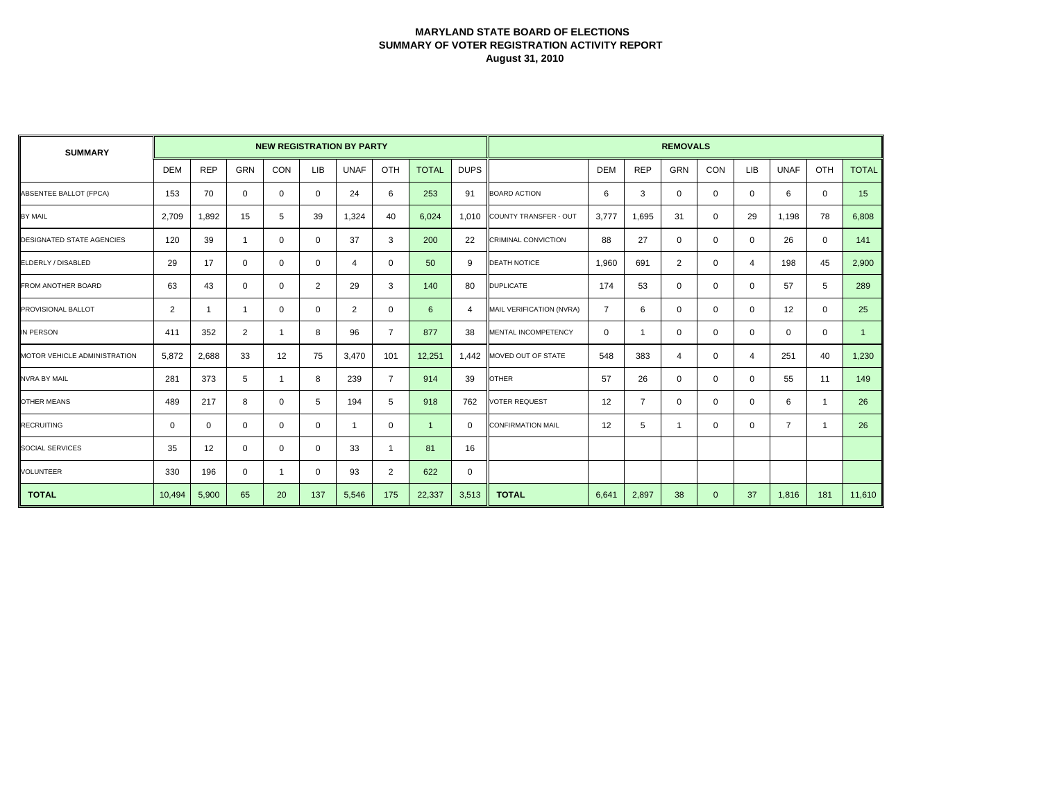**MARYLAND STATE BOARD OF ELECTIONS**
**SUMMARY OF VOTER REGISTRATION ACTIVITY REPORT**
**August 31, 2010**

| SUMMARY | NEW REGISTRATION BY PARTY | | | | | | | | | REMOVALS | | | | | | | | |
|---|---|---|---|---|---|---|---|---|---|---|---|---|---|---|---|---|---|---|
| | DEM | REP | GRN | CON | LIB | UNAF | OTH | TOTAL | DUPS | | DEM | REP | GRN | CON | LIB | UNAF | OTH | TOTAL |
| ABSENTEE BALLOT (FPCA) | 153 | 70 | 0 | 0 | 0 | 24 | 6 | 253 | 91 | BOARD ACTION | 6 | 3 | 0 | 0 | 0 | 6 | 0 | 15 |
| BY MAIL | 2,709 | 1,892 | 15 | 5 | 39 | 1,324 | 40 | 6,024 | 1,010 | COUNTY TRANSFER - OUT | 3,777 | 1,695 | 31 | 0 | 29 | 1,198 | 78 | 6,808 |
| DESIGNATED STATE AGENCIES | 120 | 39 | 1 | 0 | 0 | 37 | 3 | 200 | 22 | CRIMINAL CONVICTION | 88 | 27 | 0 | 0 | 0 | 26 | 0 | 141 |
| ELDERLY / DISABLED | 29 | 17 | 0 | 0 | 0 | 4 | 0 | 50 | 9 | DEATH NOTICE | 1,960 | 691 | 2 | 0 | 4 | 198 | 45 | 2,900 |
| FROM ANOTHER BOARD | 63 | 43 | 0 | 0 | 2 | 29 | 3 | 140 | 80 | DUPLICATE | 174 | 53 | 0 | 0 | 0 | 57 | 5 | 289 |
| PROVISIONAL BALLOT | 2 | 1 | 1 | 0 | 0 | 2 | 0 | 6 | 4 | MAIL VERIFICATION (NVRA) | 7 | 6 | 0 | 0 | 0 | 12 | 0 | 25 |
| IN PERSON | 411 | 352 | 2 | 1 | 8 | 96 | 7 | 877 | 38 | MENTAL INCOMPETENCY | 0 | 1 | 0 | 0 | 0 | 0 | 0 | 1 |
| MOTOR VEHICLE ADMINISTRATION | 5,872 | 2,688 | 33 | 12 | 75 | 3,470 | 101 | 12,251 | 1,442 | MOVED OUT OF STATE | 548 | 383 | 4 | 0 | 4 | 251 | 40 | 1,230 |
| NVRA BY MAIL | 281 | 373 | 5 | 1 | 8 | 239 | 7 | 914 | 39 | OTHER | 57 | 26 | 0 | 0 | 0 | 55 | 11 | 149 |
| OTHER MEANS | 489 | 217 | 8 | 0 | 5 | 194 | 5 | 918 | 762 | VOTER REQUEST | 12 | 7 | 0 | 0 | 0 | 6 | 1 | 26 |
| RECRUITING | 0 | 0 | 0 | 0 | 0 | 1 | 0 | 1 | 0 | CONFIRMATION MAIL | 12 | 5 | 1 | 0 | 0 | 7 | 1 | 26 |
| SOCIAL SERVICES | 35 | 12 | 0 | 0 | 0 | 33 | 1 | 81 | 16 | | | | | | | | | |
| VOLUNTEER | 330 | 196 | 0 | 1 | 0 | 93 | 2 | 622 | 0 | | | | | | | | | |
| **TOTAL** | 10,494 | 5,900 | 65 | 20 | 137 | 5,546 | 175 | 22,337 | 3,513 | **TOTAL** | 6,641 | 2,897 | 38 | 0 | 37 | 1,816 | 181 | 11,610 |